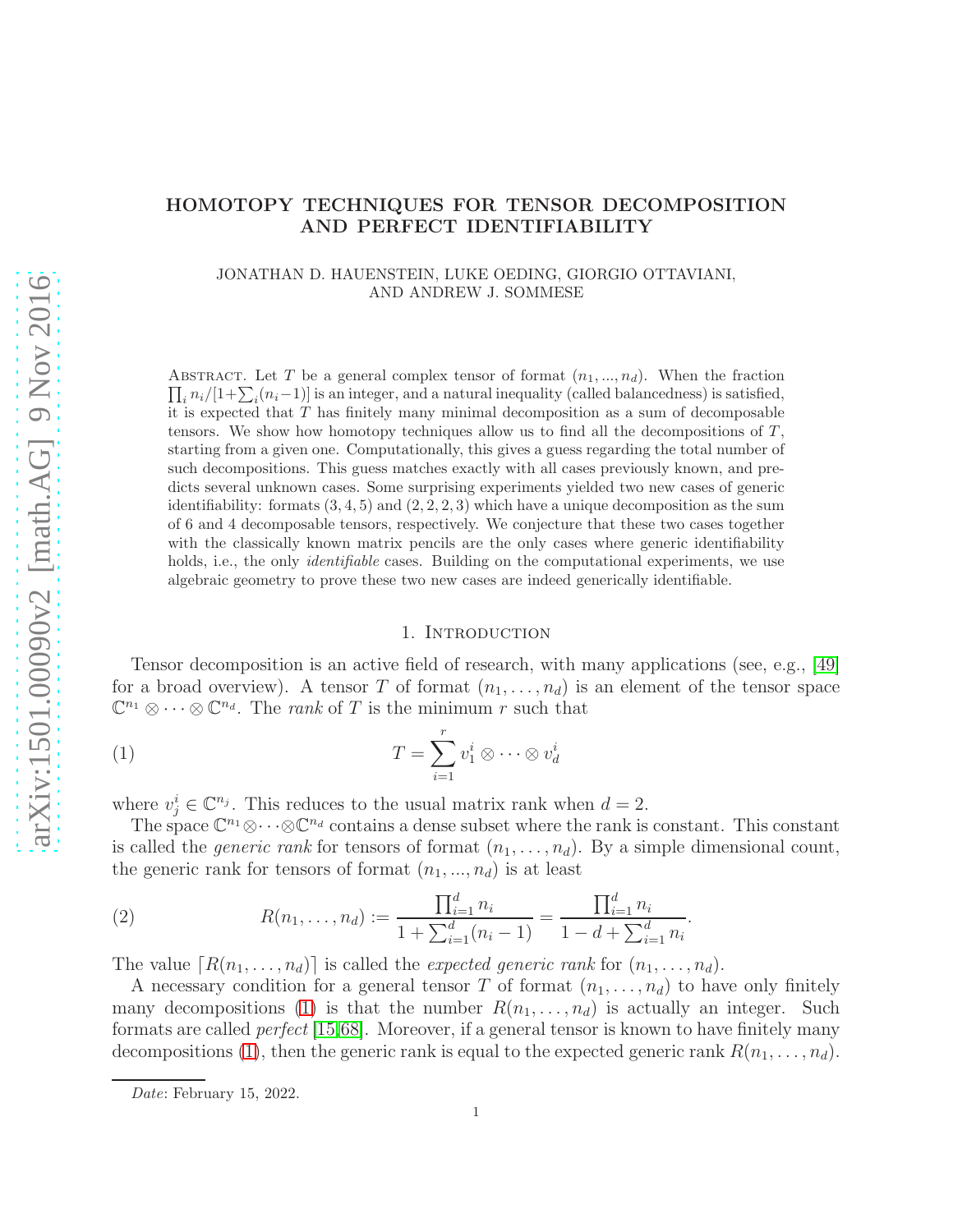# HOMOTOPY TECHNIQUES FOR TENSOR DECOMPOSITION AND PERFECT IDENTIFIABILITY

JONATHAN D. HAUENSTEIN, LUKE OEDING, GIORGIO OTTAVIANI, AND ANDREW J. SOMMESE

ABSTRACT. Let $T$ be a general complex tensor of format $(n_1, ..., n_d)$. When the fraction $\prod_i n_i/[1+\sum_i(n_i-1)]$ is an integer, and a natural inequality (called balancedness) is satisfied, it is expected that $T$ has finitely many minimal decomposition as a sum of decomposable tensors. We show how homotopy techniques allow us to find all the decompositions of $T$, starting from a given one. Computationally, this gives a guess regarding the total number of such decompositions. This guess matches exactly with all cases previously known, and predicts several unknown cases. Some surprising experiments yielded two new cases of generic identifiability: formats $(3, 4, 5)$ and $(2, 2, 2, 3)$ which have a unique decomposition as the sum of 6 and 4 decomposable tensors, respectively. We conjecture that these two cases together with the classically known matrix pencils are the only cases where generic identifiability holds, i.e., the only *identifiable* cases. Building on the computational experiments, we use algebraic geometry to prove these two new cases are indeed generically identifiable.

## 1. Introduction

Tensor decomposition is an active field of research, with many applications (see, e.g., [49] for a broad overview). A tensor $T$ of format $(n_1, \ldots, n_d)$ is an element of the tensor space $\mathbb{C}^{n_1} \otimes \cdots \otimes \mathbb{C}^{n_d}$. The *rank* of $T$ is the minimum $r$ such that

$$T = \sum_{i=1}^{r} v_1^i \otimes \cdots \otimes v_d^i \tag{1}$$

where $v_j^i \in \mathbb{C}^{n_j}$. This reduces to the usual matrix rank when $d = 2$.

The space $\mathbb{C}^{n_1} \otimes \cdots \otimes \mathbb{C}^{n_d}$ contains a dense subset where the rank is constant. This constant is called the *generic rank* for tensors of format $(n_1, \ldots, n_d)$. By a simple dimensional count, the generic rank for tensors of format $(n_1, ..., n_d)$ is at least

$$R(n_1, \ldots, n_d) := \frac{\prod_{i=1}^{d} n_i}{1 + \sum_{i=1}^{d}(n_i - 1)} = \frac{\prod_{i=1}^{d} n_i}{1 - d + \sum_{i=1}^{d} n_i}. \tag{2}$$

The value $\lceil R(n_1, \ldots, n_d)\rceil$ is called the *expected generic rank* for $(n_1, \ldots, n_d)$.

A necessary condition for a general tensor $T$ of format $(n_1, \ldots, n_d)$ to have only finitely many decompositions (1) is that the number $R(n_1, \ldots, n_d)$ is actually an integer. Such formats are called *perfect* [15, 68]. Moreover, if a general tensor is known to have finitely many decompositions (1), then the generic rank is equal to the expected generic rank $R(n_1, \ldots, n_d)$.

*Date*: February 15, 2022.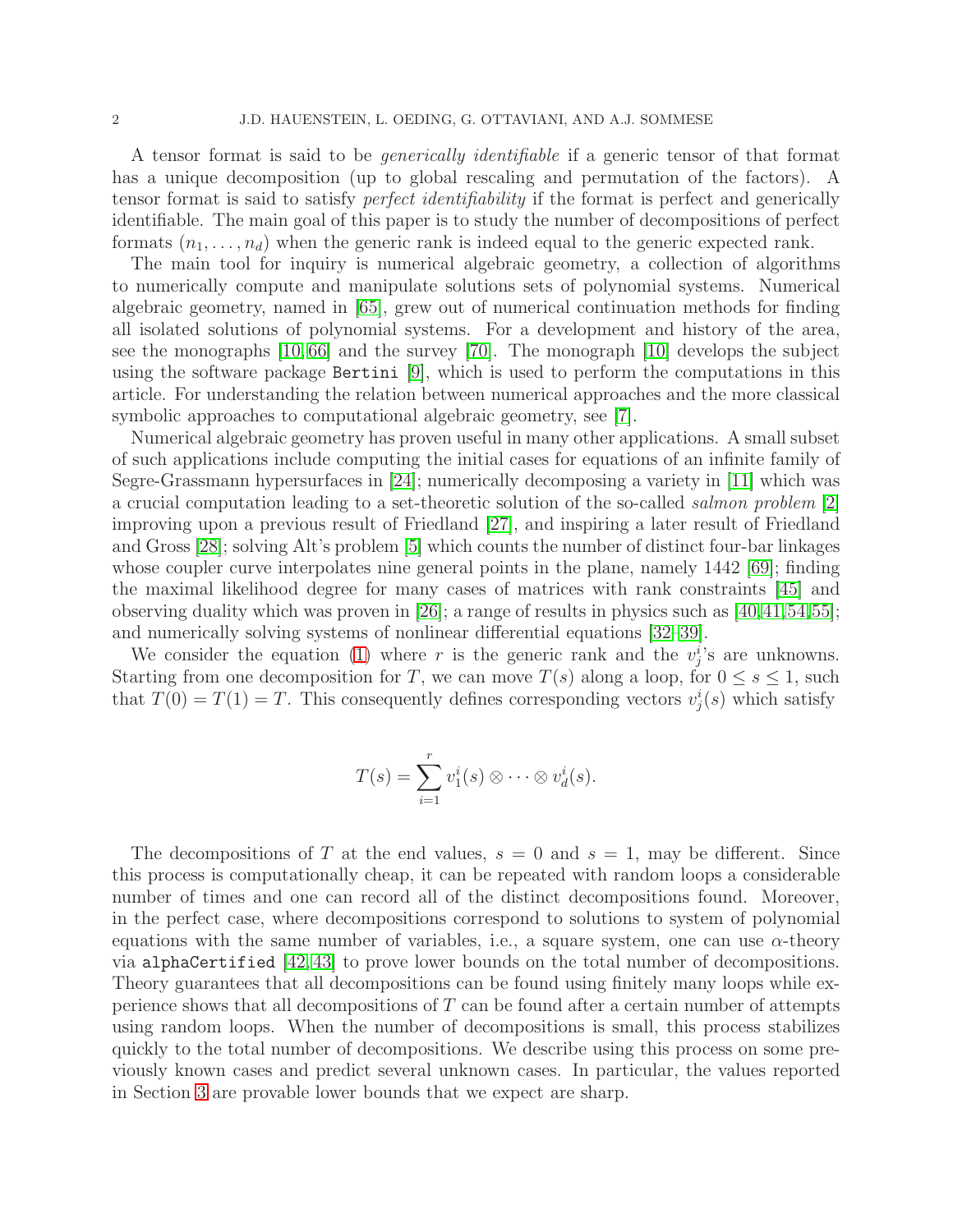A tensor format is said to be *generically identifiable* if a generic tensor of that format has a unique decomposition (up to global rescaling and permutation of the factors). A tensor format is said to satisfy *perfect identifiability* if the format is perfect and generically identifiable. The main goal of this paper is to study the number of decompositions of perfect formats $(n_1, \ldots, n_d)$ when the generic rank is indeed equal to the generic expected rank.

The main tool for inquiry is numerical algebraic geometry, a collection of algorithms to numerically compute and manipulate solutions sets of polynomial systems. Numerical algebraic geometry, named in [65], grew out of numerical continuation methods for finding all isolated solutions of polynomial systems. For a development and history of the area, see the monographs [10,66] and the survey [70]. The monograph [10] develops the subject using the software package `Bertini` [9], which is used to perform the computations in this article. For understanding the relation between numerical approaches and the more classical symbolic approaches to computational algebraic geometry, see [7].

Numerical algebraic geometry has proven useful in many other applications. A small subset of such applications include computing the initial cases for equations of an infinite family of Segre-Grassmann hypersurfaces in [24]; numerically decomposing a variety in [11] which was a crucial computation leading to a set-theoretic solution of the so-called *salmon problem* [2] improving upon a previous result of Friedland [27], and inspiring a later result of Friedland and Gross [28]; solving Alt's problem [5] which counts the number of distinct four-bar linkages whose coupler curve interpolates nine general points in the plane, namely 1442 [69]; finding the maximal likelihood degree for many cases of matrices with rank constraints [45] and observing duality which was proven in [26]; a range of results in physics such as [40,41,54,55]; and numerically solving systems of nonlinear differential equations [32–39].

We consider the equation (1) where $r$ is the generic rank and the $v_j^i$'s are unknowns. Starting from one decomposition for $T$, we can move $T(s)$ along a loop, for $0 \leq s \leq 1$, such that $T(0) = T(1) = T$. This consequently defines corresponding vectors $v_j^i(s)$ which satisfy

$$T(s) = \sum_{i=1}^{r} v_1^i(s) \otimes \cdots \otimes v_d^i(s).$$

The decompositions of $T$ at the end values, $s = 0$ and $s = 1$, may be different. Since this process is computationally cheap, it can be repeated with random loops a considerable number of times and one can record all of the distinct decompositions found. Moreover, in the perfect case, where decompositions correspond to solutions to system of polynomial equations with the same number of variables, i.e., a square system, one can use $\alpha$-theory via `alphaCertified` [42,43] to prove lower bounds on the total number of decompositions. Theory guarantees that all decompositions can be found using finitely many loops while experience shows that all decompositions of $T$ can be found after a certain number of attempts using random loops. When the number of decompositions is small, this process stabilizes quickly to the total number of decompositions. We describe using this process on some previously known cases and predict several unknown cases. In particular, the values reported in Section 3 are provable lower bounds that we expect are sharp.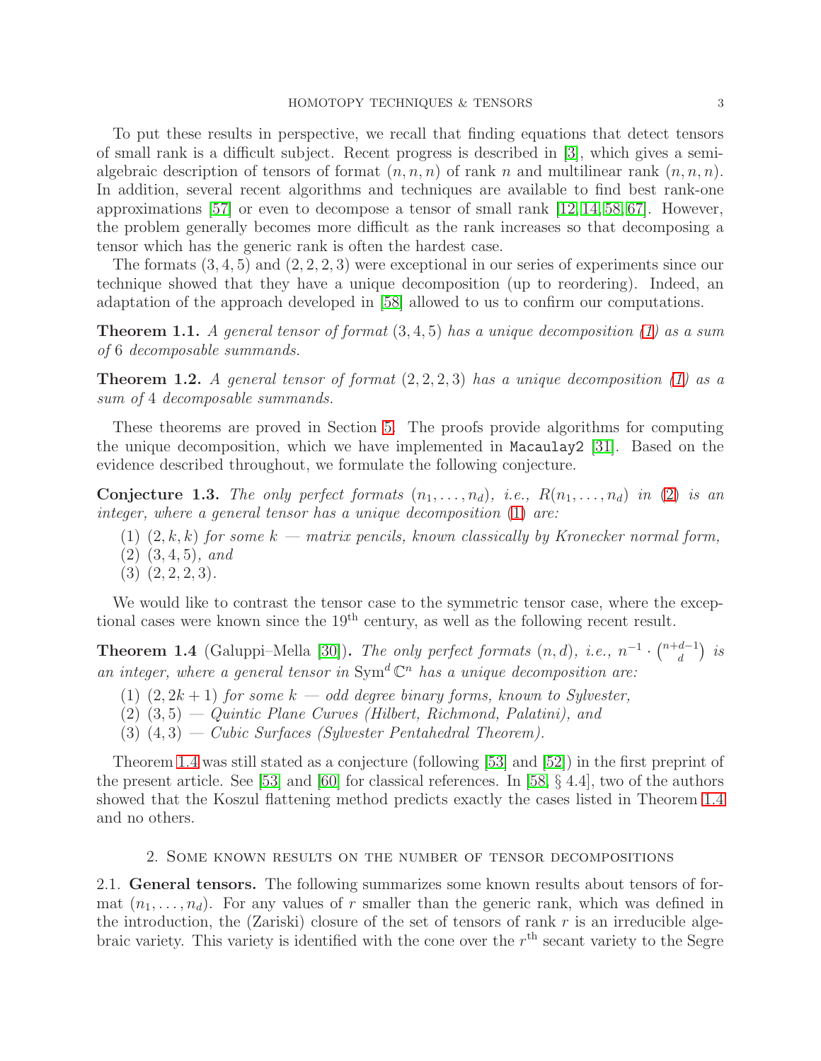To put these results in perspective, we recall that finding equations that detect tensors of small rank is a difficult subject. Recent progress is described in [3], which gives a semi-algebraic description of tensors of format $(n, n, n)$ of rank $n$ and multilinear rank $(n, n, n)$. In addition, several recent algorithms and techniques are available to find best rank-one approximations [57] or even to decompose a tensor of small rank [12, 14, 58, 67]. However, the problem generally becomes more difficult as the rank increases so that decomposing a tensor which has the generic rank is often the hardest case.

The formats $(3, 4, 5)$ and $(2, 2, 2, 3)$ were exceptional in our series of experiments since our technique showed that they have a unique decomposition (up to reordering). Indeed, an adaptation of the approach developed in [58] allowed to us to confirm our computations.

**Theorem 1.1.** *A general tensor of format $(3, 4, 5)$ has a unique decomposition (1) as a sum of 6 decomposable summands.*

**Theorem 1.2.** *A general tensor of format $(2, 2, 2, 3)$ has a unique decomposition (1) as a sum of 4 decomposable summands.*

These theorems are proved in Section 5. The proofs provide algorithms for computing the unique decomposition, which we have implemented in `Macaulay2` [31]. Based on the evidence described throughout, we formulate the following conjecture.

**Conjecture 1.3.** *The only perfect formats $(n_1, \ldots, n_d)$, i.e., $R(n_1, \ldots, n_d)$ in (2) is an integer, where a general tensor has a unique decomposition (1) are:*

1. *$(2, k, k)$ for some $k$ — matrix pencils, known classically by Kronecker normal form,*
2. *$(3, 4, 5)$, and*
3. *$(2, 2, 2, 3)$.*

We would like to contrast the tensor case to the symmetric tensor case, where the exceptional cases were known since the 19$^{\text{th}}$ century, as well as the following recent result.

**Theorem 1.4** (Galuppi–Mella [30])**.** *The only perfect formats $(n, d)$, i.e., $n^{-1} \cdot \binom{n+d-1}{d}$ is an integer, where a general tensor in $\mathrm{Sym}^d \mathbb{C}^n$ has a unique decomposition are:*

1. *$(2, 2k + 1)$ for some $k$ — odd degree binary forms, known to Sylvester,*
2. *$(3, 5)$ — Quintic Plane Curves (Hilbert, Richmond, Palatini), and*
3. *$(4, 3)$ — Cubic Surfaces (Sylvester Pentahedral Theorem).*

Theorem 1.4 was still stated as a conjecture (following [53] and [52]) in the first preprint of the present article. See [53] and [60] for classical references. In [58, § 4.4], two of the authors showed that the Koszul flattening method predicts exactly the cases listed in Theorem 1.4 and no others.

## 2. Some known results on the number of tensor decompositions

**2.1. General tensors.** The following summarizes some known results about tensors of format $(n_1, \ldots, n_d)$. For any values of $r$ smaller than the generic rank, which was defined in the introduction, the (Zariski) closure of the set of tensors of rank $r$ is an irreducible algebraic variety. This variety is identified with the cone over the $r^{\text{th}}$ secant variety to the Segre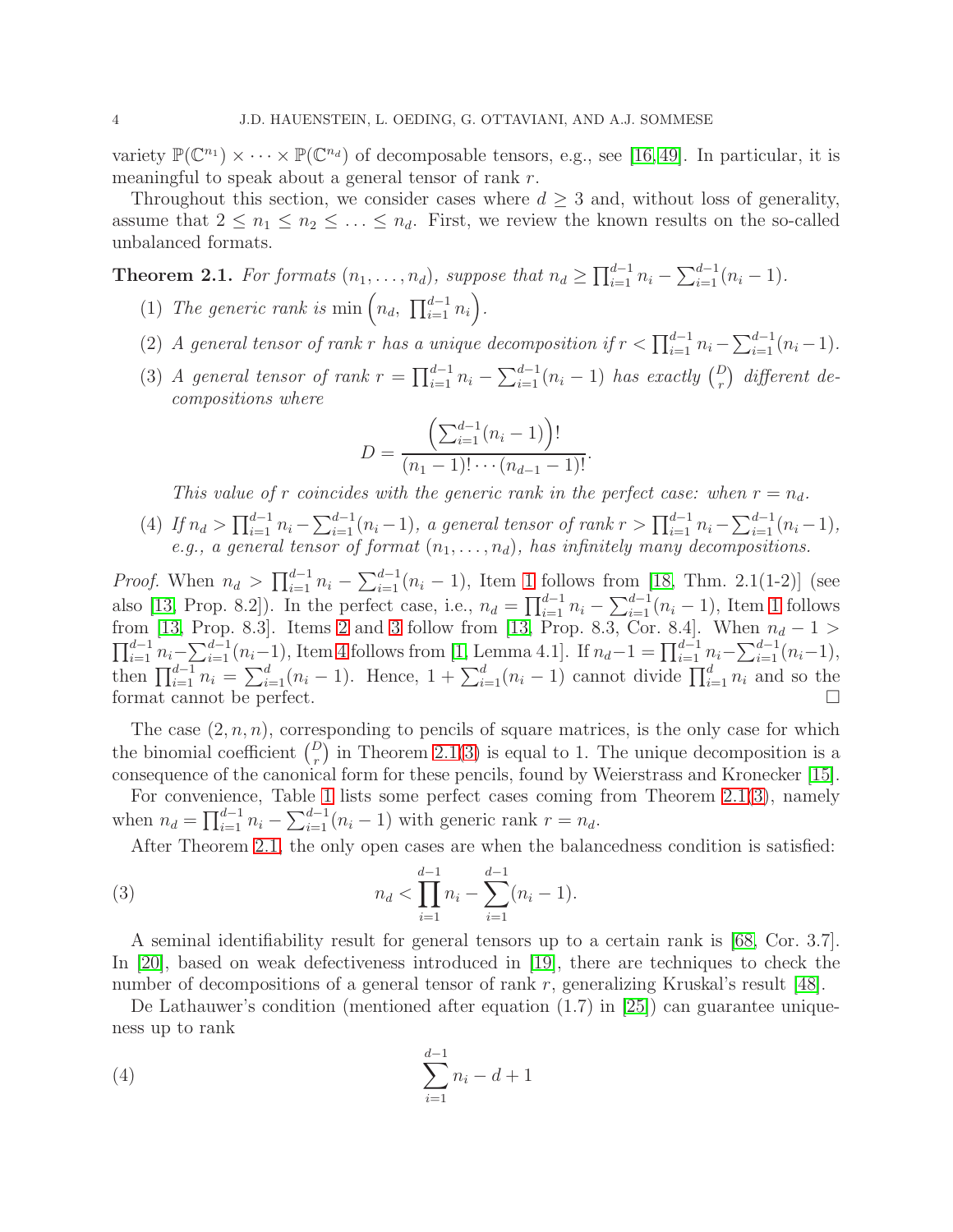variety $\mathbb{P}(\mathbb{C}^{n_1}) \times \cdots \times \mathbb{P}(\mathbb{C}^{n_d})$ of decomposable tensors, e.g., see [16,49]. In particular, it is meaningful to speak about a general tensor of rank $r$.

Throughout this section, we consider cases where $d \geq 3$ and, without loss of generality, assume that $2 \leq n_1 \leq n_2 \leq \ldots \leq n_d$. First, we review the known results on the so-called unbalanced formats.

**Theorem 2.1.** *For formats $(n_1, \ldots, n_d)$, suppose that $n_d \geq \prod_{i=1}^{d-1} n_i - \sum_{i=1}^{d-1}(n_i - 1)$.*

(1) *The generic rank is $\min\left(n_d,\ \prod_{i=1}^{d-1} n_i\right)$.*

(2) *A general tensor of rank $r$ has a unique decomposition if $r < \prod_{i=1}^{d-1} n_i - \sum_{i=1}^{d-1}(n_i - 1)$.*

(3) *A general tensor of rank $r = \prod_{i=1}^{d-1} n_i - \sum_{i=1}^{d-1}(n_i - 1)$ has exactly $\binom{D}{r}$ different decompositions where*

$$D = \frac{\left(\sum_{i=1}^{d-1}(n_i - 1)\right)!}{(n_1 - 1)! \cdots (n_{d-1} - 1)!}.$$

*This value of $r$ coincides with the generic rank in the perfect case: when $r = n_d$.*

(4) *If $n_d > \prod_{i=1}^{d-1} n_i - \sum_{i=1}^{d-1}(n_i - 1)$, a general tensor of rank $r > \prod_{i=1}^{d-1} n_i - \sum_{i=1}^{d-1}(n_i - 1)$, e.g., a general tensor of format $(n_1, \ldots, n_d)$, has infinitely many decompositions.*

*Proof.* When $n_d > \prod_{i=1}^{d-1} n_i - \sum_{i=1}^{d-1}(n_i - 1)$, Item 1 follows from [18, Thm. 2.1(1-2)] (see also [13, Prop. 8.2]). In the perfect case, i.e., $n_d = \prod_{i=1}^{d-1} n_i - \sum_{i=1}^{d-1}(n_i - 1)$, Item 1 follows from [13, Prop. 8.3]. Items 2 and 3 follow from [13, Prop. 8.3, Cor. 8.4]. When $n_d - 1 > \prod_{i=1}^{d-1} n_i - \sum_{i=1}^{d-1}(n_i - 1)$, Item 4 follows from [1, Lemma 4.1]. If $n_d - 1 = \prod_{i=1}^{d-1} n_i - \sum_{i=1}^{d-1}(n_i - 1)$, then $\prod_{i=1}^{d-1} n_i = \sum_{i=1}^{d}(n_i - 1)$. Hence, $1 + \sum_{i=1}^{d}(n_i - 1)$ cannot divide $\prod_{i=1}^{d} n_i$ and so the format cannot be perfect. $\square$

The case $(2, n, n)$, corresponding to pencils of square matrices, is the only case for which the binomial coefficient $\binom{D}{r}$ in Theorem 2.1(3) is equal to 1. The unique decomposition is a consequence of the canonical form for these pencils, found by Weierstrass and Kronecker [15].

For convenience, Table 1 lists some perfect cases coming from Theorem 2.1(3), namely when $n_d = \prod_{i=1}^{d-1} n_i - \sum_{i=1}^{d-1}(n_i - 1)$ with generic rank $r = n_d$.

After Theorem 2.1, the only open cases are when the balancedness condition is satisfied:

$$n_d < \prod_{i=1}^{d-1} n_i - \sum_{i=1}^{d-1}(n_i - 1). \tag{3}$$

A seminal identifiability result for general tensors up to a certain rank is [68, Cor. 3.7]. In [20], based on weak defectiveness introduced in [19], there are techniques to check the number of decompositions of a general tensor of rank $r$, generalizing Kruskal's result [48].

De Lathauwer's condition (mentioned after equation (1.7) in [25]) can guarantee uniqueness up to rank

$$\sum_{i=1}^{d-1} n_i - d + 1 \tag{4}$$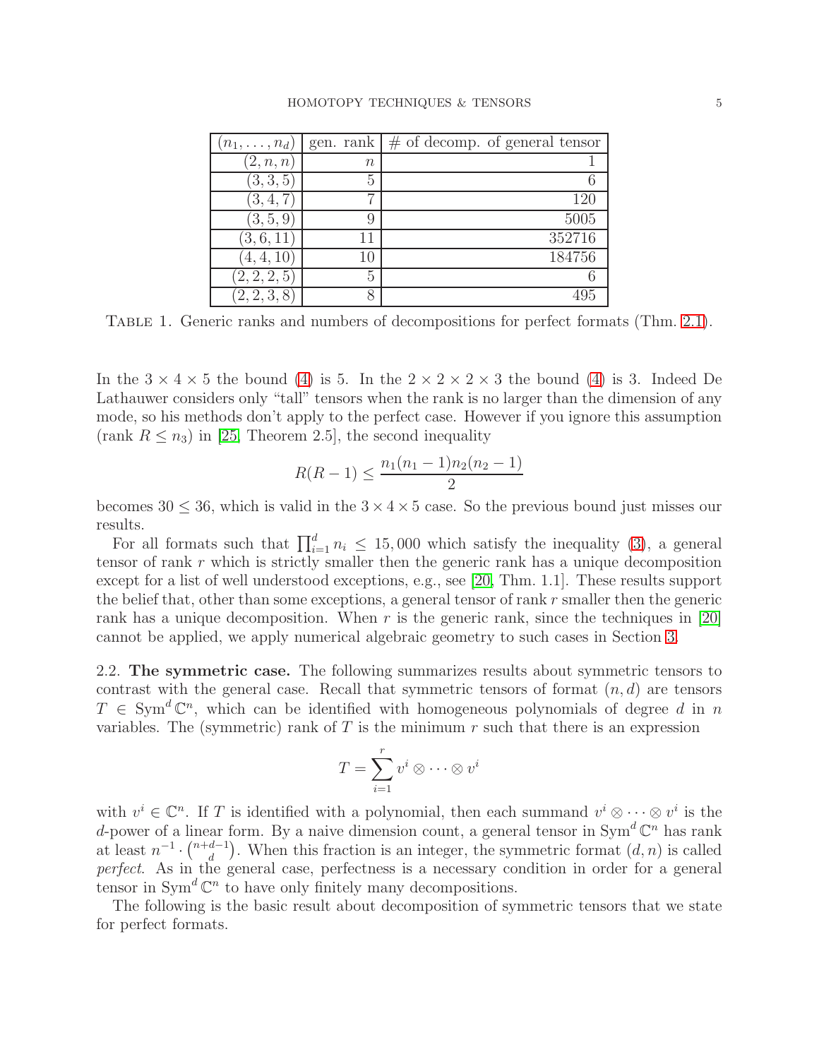| $(n_1, \ldots, n_d)$ | gen. rank | # of decomp. of general tensor |
|---|---|---|
| $(2, n, n)$ | $n$ | 1 |
| $(3, 3, 5)$ | 5 | 6 |
| $(3, 4, 7)$ | 7 | 120 |
| $(3, 5, 9)$ | 9 | 5005 |
| $(3, 6, 11)$ | 11 | 352716 |
| $(4, 4, 10)$ | 10 | 184756 |
| $(2, 2, 2, 5)$ | 5 | 6 |
| $(2, 2, 3, 8)$ | 8 | 495 |

Table 1. Generic ranks and numbers of decompositions for perfect formats (Thm. 2.1).

In the $3 \times 4 \times 5$ the bound (4) is 5. In the $2 \times 2 \times 2 \times 3$ the bound (4) is 3. Indeed De Lathauwer considers only "tall" tensors when the rank is no larger than the dimension of any mode, so his methods don't apply to the perfect case. However if you ignore this assumption (rank $R \leq n_3$) in [25, Theorem 2.5], the second inequality

$$R(R-1) \leq \frac{n_1(n_1-1)n_2(n_2-1)}{2}$$

becomes $30 \leq 36$, which is valid in the $3 \times 4 \times 5$ case. So the previous bound just misses our results.

For all formats such that $\prod_{i=1}^{d} n_i \leq 15,000$ which satisfy the inequality (3), a general tensor of rank $r$ which is strictly smaller then the generic rank has a unique decomposition except for a list of well understood exceptions, e.g., see [20, Thm. 1.1]. These results support the belief that, other than some exceptions, a general tensor of rank $r$ smaller then the generic rank has a unique decomposition. When $r$ is the generic rank, since the techniques in [20] cannot be applied, we apply numerical algebraic geometry to such cases in Section 3.

2.2. **The symmetric case.** The following summarizes results about symmetric tensors to contrast with the general case. Recall that symmetric tensors of format $(n, d)$ are tensors $T \in \mathrm{Sym}^d \mathbb{C}^n$, which can be identified with homogeneous polynomials of degree $d$ in $n$ variables. The (symmetric) rank of $T$ is the minimum $r$ such that there is an expression

$$T = \sum_{i=1}^{r} v^i \otimes \cdots \otimes v^i$$

with $v^i \in \mathbb{C}^n$. If $T$ is identified with a polynomial, then each summand $v^i \otimes \cdots \otimes v^i$ is the $d$-power of a linear form. By a naive dimension count, a general tensor in $\mathrm{Sym}^d \mathbb{C}^n$ has rank at least $n^{-1} \cdot \binom{n+d-1}{d}$. When this fraction is an integer, the symmetric format $(d, n)$ is called *perfect*. As in the general case, perfectness is a necessary condition in order for a general tensor in $\mathrm{Sym}^d \mathbb{C}^n$ to have only finitely many decompositions.

The following is the basic result about decomposition of symmetric tensors that we state for perfect formats.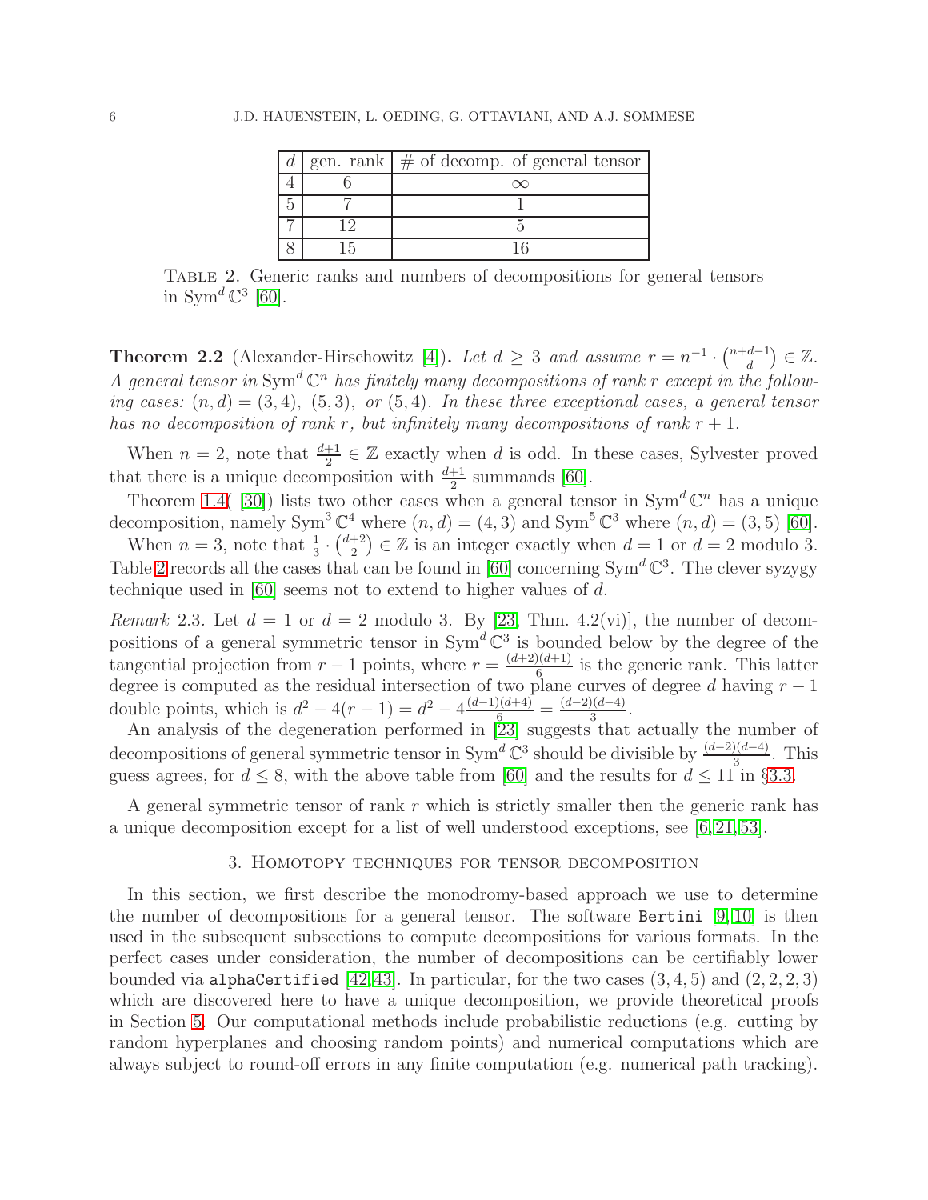| $d$ | gen. rank | # of decomp. of general tensor |
|---|---|---|
| 4 | 6 | $\infty$ |
| 5 | 7 | 1 |
| 7 | 12 | 5 |
| 8 | 15 | 16 |

Table 2. Generic ranks and numbers of decompositions for general tensors in $\mathrm{Sym}^d\,\mathbb{C}^3$ [60].

**Theorem 2.2** (Alexander-Hirschowitz [4])**.** *Let $d \geq 3$ and assume $r = n^{-1} \cdot \binom{n+d-1}{d} \in \mathbb{Z}$. A general tensor in $\mathrm{Sym}^d\,\mathbb{C}^n$ has finitely many decompositions of rank $r$ except in the following cases: $(n,d) = (3,4)$, $(5,3)$, or $(5,4)$. In these three exceptional cases, a general tensor has no decomposition of rank $r$, but infinitely many decompositions of rank $r+1$.*

When $n = 2$, note that $\frac{d+1}{2} \in \mathbb{Z}$ exactly when $d$ is odd. In these cases, Sylvester proved that there is a unique decomposition with $\frac{d+1}{2}$ summands [60].

Theorem 1.4( [30]) lists two other cases when a general tensor in $\mathrm{Sym}^d\,\mathbb{C}^n$ has a unique decomposition, namely $\mathrm{Sym}^3\,\mathbb{C}^4$ where $(n,d) = (4,3)$ and $\mathrm{Sym}^5\,\mathbb{C}^3$ where $(n,d) = (3,5)$ [60].

When $n = 3$, note that $\frac{1}{3} \cdot \binom{d+2}{2} \in \mathbb{Z}$ is an integer exactly when $d = 1$ or $d = 2$ modulo 3. Table 2 records all the cases that can be found in [60] concerning $\mathrm{Sym}^d\,\mathbb{C}^3$. The clever syzygy technique used in [60] seems not to extend to higher values of $d$.

*Remark* 2.3. Let $d = 1$ or $d = 2$ modulo 3. By [23, Thm. 4.2(vi)], the number of decompositions of a general symmetric tensor in $\mathrm{Sym}^d\,\mathbb{C}^3$ is bounded below by the degree of the tangential projection from $r-1$ points, where $r = \frac{(d+2)(d+1)}{6}$ is the generic rank. This latter degree is computed as the residual intersection of two plane curves of degree $d$ having $r-1$ double points, which is $d^2 - 4(r-1) = d^2 - 4\frac{(d-1)(d+4)}{6} = \frac{(d-2)(d-4)}{3}$.

An analysis of the degeneration performed in [23] suggests that actually the number of decompositions of general symmetric tensor in $\mathrm{Sym}^d\,\mathbb{C}^3$ should be divisible by $\frac{(d-2)(d-4)}{3}$. This guess agrees, for $d \leq 8$, with the above table from [60] and the results for $d \leq 11$ in §3.3.

A general symmetric tensor of rank $r$ which is strictly smaller then the generic rank has a unique decomposition except for a list of well understood exceptions, see [6, 21, 53].

## 3. Homotopy techniques for tensor decomposition

In this section, we first describe the monodromy-based approach we use to determine the number of decompositions for a general tensor. The software `Bertini` [9, 10] is then used in the subsequent subsections to compute decompositions for various formats. In the perfect cases under consideration, the number of decompositions can be certifiably lower bounded via `alphaCertified` [42, 43]. In particular, for the two cases $(3,4,5)$ and $(2,2,2,3)$ which are discovered here to have a unique decomposition, we provide theoretical proofs in Section 5. Our computational methods include probabilistic reductions (e.g. cutting by random hyperplanes and choosing random points) and numerical computations which are always subject to round-off errors in any finite computation (e.g. numerical path tracking).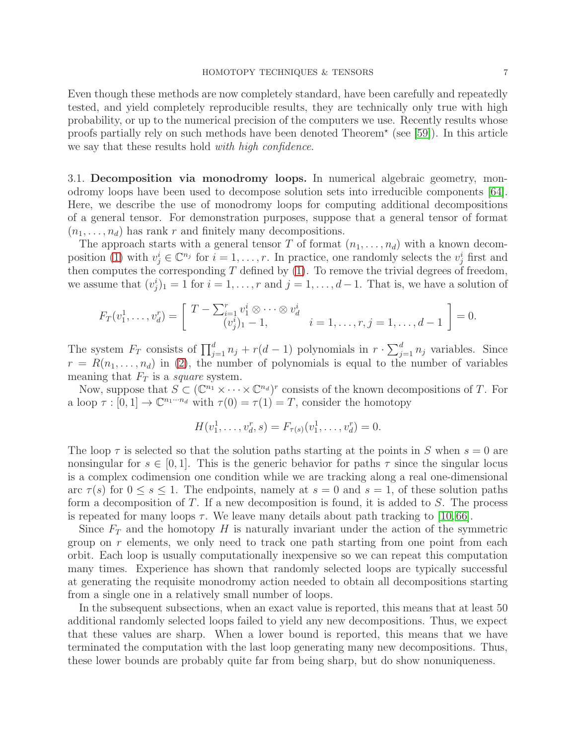Even though these methods are now completely standard, have been carefully and repeatedly tested, and yield completely reproducible results, they are technically only true with high probability, or up to the numerical precision of the computers we use. Recently results whose proofs partially rely on such methods have been denoted Theorem$^\star$ (see [59]). In this article we say that these results hold *with high confidence*.

### 3.1. Decomposition via monodromy loops.

In numerical algebraic geometry, monodromy loops have been used to decompose solution sets into irreducible components [64]. Here, we describe the use of monodromy loops for computing additional decompositions of a general tensor. For demonstration purposes, suppose that a general tensor of format $(n_1, \ldots, n_d)$ has rank $r$ and finitely many decompositions.

The approach starts with a general tensor $T$ of format $(n_1, \ldots, n_d)$ with a known decomposition (1) with $v_j^i \in \mathbb{C}^{n_j}$ for $i = 1, \ldots, r$. In practice, one randomly selects the $v_j^i$ first and then computes the corresponding $T$ defined by (1). To remove the trivial degrees of freedom, we assume that $(v_j^i)_1 = 1$ for $i = 1, \ldots, r$ and $j = 1, \ldots, d-1$. That is, we have a solution of

$$F_T(v_1^1, \ldots, v_d^r) = \left[ \begin{array}{cc} T - \sum_{i=1}^r v_1^i \otimes \cdots \otimes v_d^i & \\ (v_j^i)_1 - 1, & i = 1, \ldots, r, j = 1, \ldots, d-1 \end{array} \right] = 0.$$

The system $F_T$ consists of $\prod_{j=1}^d n_j + r(d-1)$ polynomials in $r \cdot \sum_{j=1}^d n_j$ variables. Since $r = R(n_1, \ldots, n_d)$ in (2), the number of polynomials is equal to the number of variables meaning that $F_T$ is a *square* system.

Now, suppose that $S \subset (\mathbb{C}^{n_1} \times \cdots \times \mathbb{C}^{n_d})^r$ consists of the known decompositions of $T$. For a loop $\tau : [0, 1] \to \mathbb{C}^{n_1 \cdots n_d}$ with $\tau(0) = \tau(1) = T$, consider the homotopy

$$H(v_1^1, \ldots, v_d^r, s) = F_{\tau(s)}(v_1^1, \ldots, v_d^r) = 0.$$

The loop $\tau$ is selected so that the solution paths starting at the points in $S$ when $s = 0$ are nonsingular for $s \in [0, 1]$. This is the generic behavior for paths $\tau$ since the singular locus is a complex codimension one condition while we are tracking along a real one-dimensional arc $\tau(s)$ for $0 \le s \le 1$. The endpoints, namely at $s = 0$ and $s = 1$, of these solution paths form a decomposition of $T$. If a new decomposition is found, it is added to $S$. The process is repeated for many loops $\tau$. We leave many details about path tracking to [10, 66].

Since $F_T$ and the homotopy $H$ is naturally invariant under the action of the symmetric group on $r$ elements, we only need to track one path starting from one point from each orbit. Each loop is usually computationally inexpensive so we can repeat this computation many times. Experience has shown that randomly selected loops are typically successful at generating the requisite monodromy action needed to obtain all decompositions starting from a single one in a relatively small number of loops.

In the subsequent subsections, when an exact value is reported, this means that at least 50 additional randomly selected loops failed to yield any new decompositions. Thus, we expect that these values are sharp. When a lower bound is reported, this means that we have terminated the computation with the last loop generating many new decompositions. Thus, these lower bounds are probably quite far from being sharp, but do show nonuniqueness.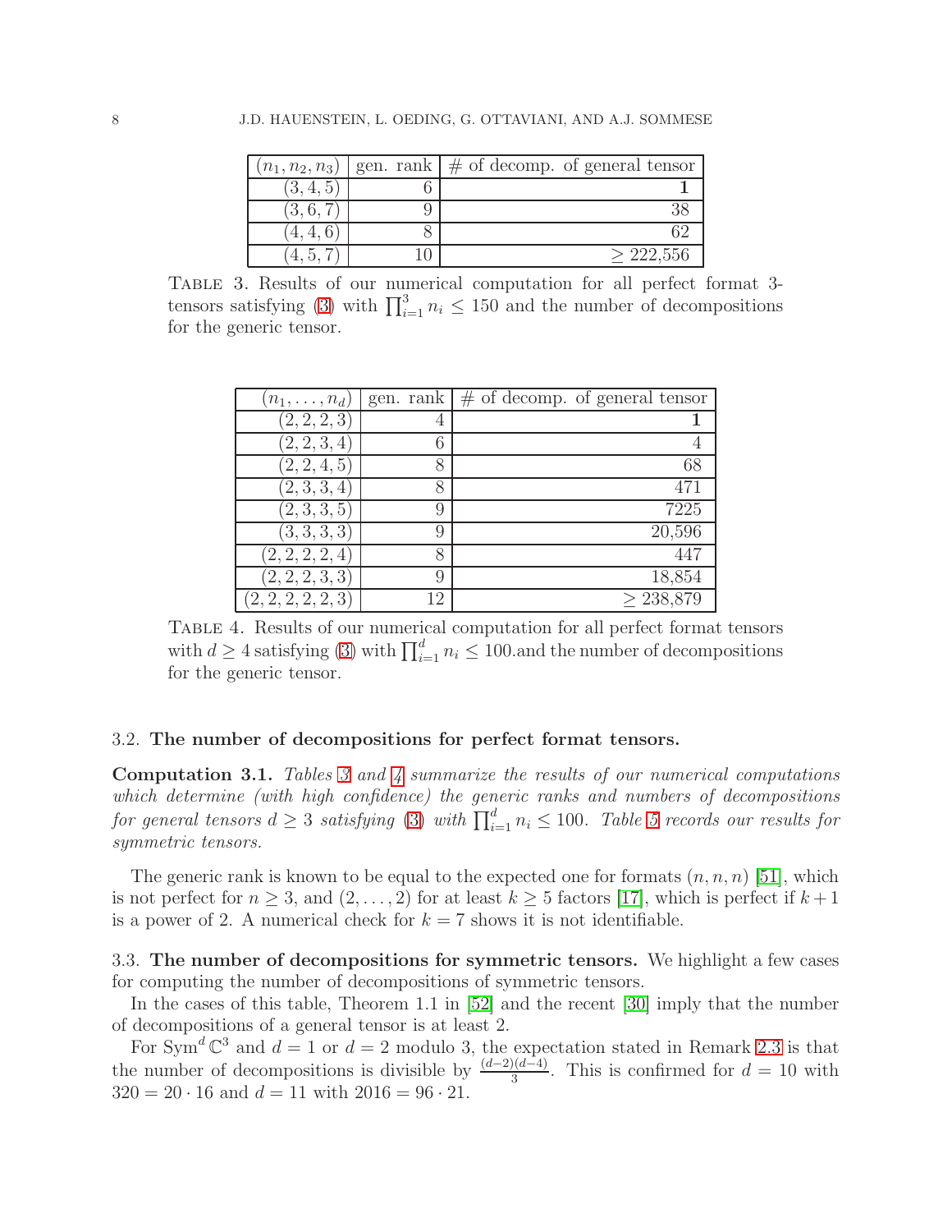| $(n_1, n_2, n_3)$ | gen. rank | # of decomp. of general tensor |
|---|---|---|
| $(3, 4, 5)$ | 6 | **1** |
| $(3, 6, 7)$ | 9 | 38 |
| $(4, 4, 6)$ | 8 | 62 |
| $(4, 5, 7)$ | 10 | $\geq$ 222,556 |

Table 3. Results of our numerical computation for all perfect format 3-tensors satisfying (3) with $\prod_{i=1}^{3} n_i \leq 150$ and the number of decompositions for the generic tensor.

| $(n_1, \ldots, n_d)$ | gen. rank | # of decomp. of general tensor |
|---|---|---|
| $(2, 2, 2, 3)$ | 4 | **1** |
| $(2, 2, 3, 4)$ | 6 | 4 |
| $(2, 2, 4, 5)$ | 8 | 68 |
| $(2, 3, 3, 4)$ | 8 | 471 |
| $(2, 3, 3, 5)$ | 9 | 7225 |
| $(3, 3, 3, 3)$ | 9 | 20,596 |
| $(2, 2, 2, 2, 4)$ | 8 | 447 |
| $(2, 2, 2, 3, 3)$ | 9 | 18,854 |
| $(2, 2, 2, 2, 2, 3)$ | 12 | $\geq$ 238,879 |

Table 4. Results of our numerical computation for all perfect format tensors with $d \geq 4$ satisfying (3) with $\prod_{i=1}^{d} n_i \leq 100$.and the number of decompositions for the generic tensor.

### 3.2. The number of decompositions for perfect format tensors.

**Computation 3.1.** *Tables 3 and 4 summarize the results of our numerical computations which determine (with high confidence) the generic ranks and numbers of decompositions for general tensors $d \geq 3$ satisfying (3) with $\prod_{i=1}^{d} n_i \leq 100$. Table 5 records our results for symmetric tensors.*

The generic rank is known to be equal to the expected one for formats $(n, n, n)$ [51], which is not perfect for $n \geq 3$, and $(2, \ldots, 2)$ for at least $k \geq 5$ factors [17], which is perfect if $k+1$ is a power of 2. A numerical check for $k = 7$ shows it is not identifiable.

### 3.3. The number of decompositions for symmetric tensors.

We highlight a few cases for computing the number of decompositions of symmetric tensors.

In the cases of this table, Theorem 1.1 in [52] and the recent [30] imply that the number of decompositions of a general tensor is at least 2.

For $\mathrm{Sym}^d \mathbb{C}^3$ and $d = 1$ or $d = 2$ modulo 3, the expectation stated in Remark 2.3 is that the number of decompositions is divisible by $\frac{(d-2)(d-4)}{3}$. This is confirmed for $d = 10$ with $320 = 20 \cdot 16$ and $d = 11$ with $2016 = 96 \cdot 21$.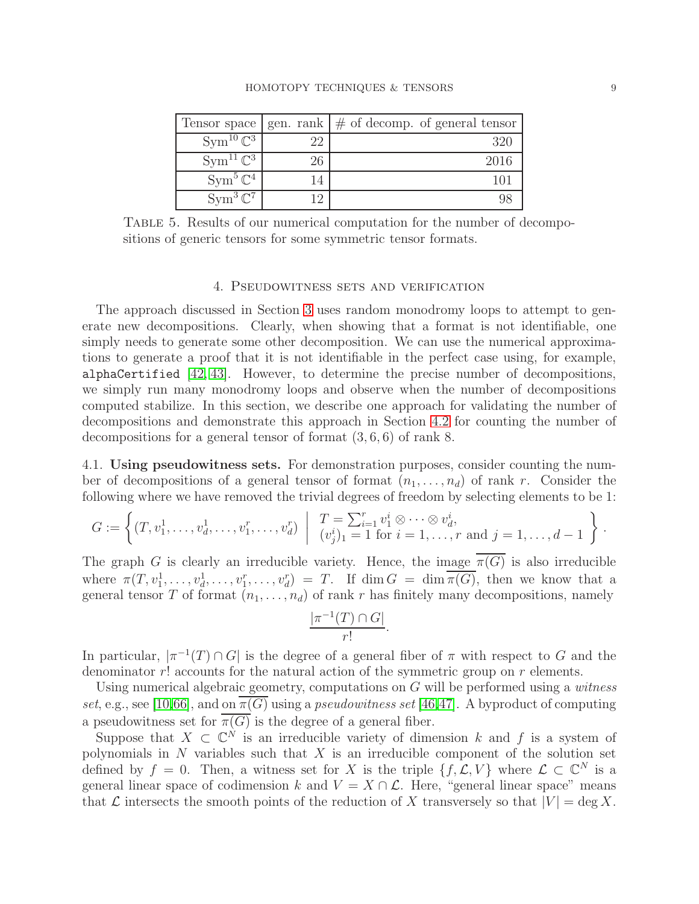| Tensor space | gen. rank | # of decomp. of general tensor |
|---|---|---|
| $\mathrm{Sym}^{10}\,\mathbb{C}^3$ | 22 | 320 |
| $\mathrm{Sym}^{11}\,\mathbb{C}^3$ | 26 | 2016 |
| $\mathrm{Sym}^{5}\,\mathbb{C}^4$ | 14 | 101 |
| $\mathrm{Sym}^{3}\,\mathbb{C}^7$ | 12 | 98 |

Table 5. Results of our numerical computation for the number of decompositions of generic tensors for some symmetric tensor formats.

## 4. Pseudowitness sets and verification

The approach discussed in Section 3 uses random monodromy loops to attempt to generate new decompositions. Clearly, when showing that a format is not identifiable, one simply needs to generate some other decomposition. We can use the numerical approximations to generate a proof that it is not identifiable in the perfect case using, for example, `alphaCertified` [42, 43]. However, to determine the precise number of decompositions, we simply run many monodromy loops and observe when the number of decompositions computed stabilize. In this section, we describe one approach for validating the number of decompositions and demonstrate this approach in Section 4.2 for counting the number of decompositions for a general tensor of format $(3, 6, 6)$ of rank 8.

### 4.1. Using pseudowitness sets.

For demonstration purposes, consider counting the number of decompositions of a general tensor of format $(n_1, \ldots, n_d)$ of rank $r$. Consider the following where we have removed the trivial degrees of freedom by selecting elements to be 1:

$$G := \left\{ (T, v_1^1, \ldots, v_d^1, \ldots, v_1^r, \ldots, v_d^r) \;\middle|\; \begin{array}{l} T = \sum_{i=1}^r v_1^i \otimes \cdots \otimes v_d^i, \\ (v_j^i)_1 = 1 \text{ for } i = 1, \ldots, r \text{ and } j = 1, \ldots, d-1 \end{array} \right\}.$$

The graph $G$ is clearly an irreducible variety. Hence, the image $\overline{\pi(G)}$ is also irreducible where $\pi(T, v_1^1, \ldots, v_d^1, \ldots, v_1^r, \ldots, v_d^r) = T$. If $\dim G = \dim \overline{\pi(G)}$, then we know that a general tensor $T$ of format $(n_1, \ldots, n_d)$ of rank $r$ has finitely many decompositions, namely

$$\frac{|\pi^{-1}(T) \cap G|}{r!}.$$

In particular, $|\pi^{-1}(T) \cap G|$ is the degree of a general fiber of $\pi$ with respect to $G$ and the denominator $r!$ accounts for the natural action of the symmetric group on $r$ elements.

Using numerical algebraic geometry, computations on $G$ will be performed using a *witness set*, e.g., see [10, 66], and on $\overline{\pi(G)}$ using a *pseudowitness set* [46, 47]. A byproduct of computing a pseudowitness set for $\overline{\pi(G)}$ is the degree of a general fiber.

Suppose that $X \subset \mathbb{C}^N$ is an irreducible variety of dimension $k$ and $f$ is a system of polynomials in $N$ variables such that $X$ is an irreducible component of the solution set defined by $f = 0$. Then, a witness set for $X$ is the triple $\{f, \mathcal{L}, V\}$ where $\mathcal{L} \subset \mathbb{C}^N$ is a general linear space of codimension $k$ and $V = X \cap \mathcal{L}$. Here, "general linear space" means that $\mathcal{L}$ intersects the smooth points of the reduction of $X$ transversely so that $|V| = \deg X$.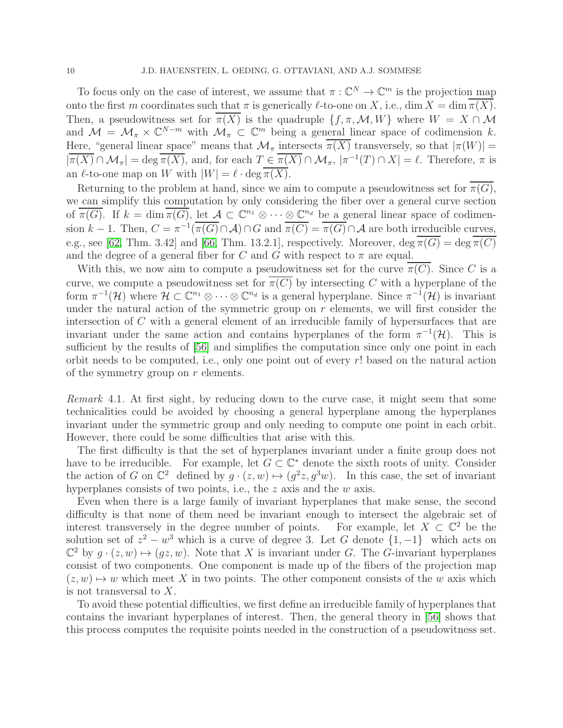To focus only on the case of interest, we assume that $\pi : \mathbb{C}^N \to \mathbb{C}^m$ is the projection map onto the first $m$ coordinates such that $\pi$ is generically $\ell$-to-one on $X$, i.e., $\dim X = \dim \overline{\pi(X)}$. Then, a pseudowitness set for $\overline{\pi(X)}$ is the quadruple $\{f, \pi, \mathcal{M}, W\}$ where $W = X \cap \mathcal{M}$ and $\mathcal{M} = \mathcal{M}_\pi \times \mathbb{C}^{N-m}$ with $\mathcal{M}_\pi \subset \mathbb{C}^m$ being a general linear space of codimension $k$. Here, "general linear space" means that $\mathcal{M}_\pi$ intersects $\overline{\pi(X)}$ transversely, so that $|\pi(W)| = |\overline{\pi(X)} \cap \mathcal{M}_\pi| = \deg \overline{\pi(X)}$, and, for each $T \in \overline{\pi(X)} \cap \mathcal{M}_\pi$, $|\pi^{-1}(T) \cap X| = \ell$. Therefore, $\pi$ is an $\ell$-to-one map on $W$ with $|W| = \ell \cdot \deg \overline{\pi(X)}$.

Returning to the problem at hand, since we aim to compute a pseudowitness set for $\overline{\pi(G)}$, we can simplify this computation by only considering the fiber over a general curve section of $\overline{\pi(G)}$. If $k = \dim \overline{\pi(G)}$, let $\mathcal{A} \subset \mathbb{C}^{n_1} \otimes \cdots \otimes \mathbb{C}^{n_d}$ be a general linear space of codimension $k-1$. Then, $C = \pi^{-1}(\overline{\pi(G)} \cap \mathcal{A}) \cap G$ and $\overline{\pi(C)} = \overline{\pi(G)} \cap \mathcal{A}$ are both irreducible curves, e.g., see [62, Thm. 3.42] and [66, Thm. 13.2.1], respectively. Moreover, $\deg \overline{\pi(G)} = \deg \overline{\pi(C)}$ and the degree of a general fiber for $C$ and $G$ with respect to $\pi$ are equal.

With this, we now aim to compute a pseudowitness set for the curve $\overline{\pi(C)}$. Since $C$ is a curve, we compute a pseudowitness set for $\overline{\pi(C)}$ by intersecting $C$ with a hyperplane of the form $\pi^{-1}(\mathcal{H})$ where $\mathcal{H} \subset \mathbb{C}^{n_1} \otimes \cdots \otimes \mathbb{C}^{n_d}$ is a general hyperplane. Since $\pi^{-1}(\mathcal{H})$ is invariant under the natural action of the symmetric group on $r$ elements, we will first consider the intersection of $C$ with a general element of an irreducible family of hypersurfaces that are invariant under the same action and contains hyperplanes of the form $\pi^{-1}(\mathcal{H})$. This is sufficient by the results of [56] and simplifies the computation since only one point in each orbit needs to be computed, i.e., only one point out of every $r!$ based on the natural action of the symmetry group on $r$ elements.

*Remark* 4.1. At first sight, by reducing down to the curve case, it might seem that some technicalities could be avoided by choosing a general hyperplane among the hyperplanes invariant under the symmetric group and only needing to compute one point in each orbit. However, there could be some difficulties that arise with this.

The first difficulty is that the set of hyperplanes invariant under a finite group does not have to be irreducible. For example, let $G \subset \mathbb{C}^*$ denote the sixth roots of unity. Consider the action of $G$ on $\mathbb{C}^2$ defined by $g \cdot (z, w) \mapsto (g^2 z, g^3 w)$. In this case, the set of invariant hyperplanes consists of two points, i.e., the $z$ axis and the $w$ axis.

Even when there is a large family of invariant hyperplanes that make sense, the second difficulty is that none of them need be invariant enough to intersect the algebraic set of interest transversely in the degree number of points. For example, let $X \subset \mathbb{C}^2$ be the solution set of $z^2 - w^3$ which is a curve of degree 3. Let $G$ denote $\{1, -1\}$ which acts on $\mathbb{C}^2$ by $g \cdot (z, w) \mapsto (gz, w)$. Note that $X$ is invariant under $G$. The $G$-invariant hyperplanes consist of two components. One component is made up of the fibers of the projection map $(z, w) \mapsto w$ which meet $X$ in two points. The other component consists of the $w$ axis which is not transversal to $X$.

To avoid these potential difficulties, we first define an irreducible family of hyperplanes that contains the invariant hyperplanes of interest. Then, the general theory in [56] shows that this process computes the requisite points needed in the construction of a pseudowitness set.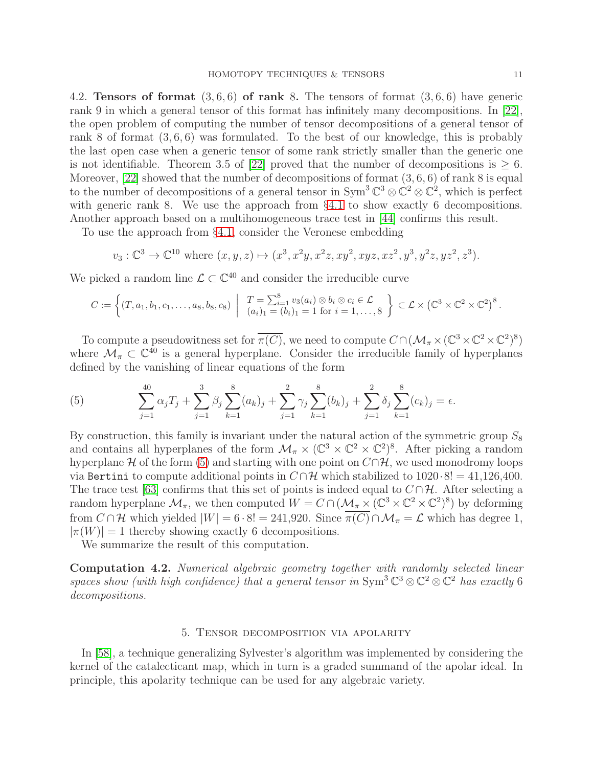4.2. **Tensors of format $(3, 6, 6)$ of rank 8.** The tensors of format $(3, 6, 6)$ have generic rank 9 in which a general tensor of this format has infinitely many decompositions. In [22], the open problem of computing the number of tensor decompositions of a general tensor of rank 8 of format $(3, 6, 6)$ was formulated. To the best of our knowledge, this is probably the last open case when a generic tensor of some rank strictly smaller than the generic one is not identifiable. Theorem 3.5 of [22] proved that the number of decompositions is $\geq 6$. Moreover, [22] showed that the number of decompositions of format $(3, 6, 6)$ of rank 8 is equal to the number of decompositions of a general tensor in $\mathrm{Sym}^3 \mathbb{C}^3 \otimes \mathbb{C}^2 \otimes \mathbb{C}^2$, which is perfect with generic rank 8. We use the approach from §4.1 to show exactly 6 decompositions. Another approach based on a multihomogeneous trace test in [44] confirms this result.

To use the approach from §4.1, consider the Veronese embedding

$$v_3 : \mathbb{C}^3 \to \mathbb{C}^{10} \text{ where } (x, y, z) \mapsto (x^3, x^2y, x^2z, xy^2, xyz, xz^2, y^3, y^2z, yz^2, z^3).$$

We picked a random line $\mathcal{L} \subset \mathbb{C}^{40}$ and consider the irreducible curve

$$C := \left\{ (T, a_1, b_1, c_1, \ldots, a_8, b_8, c_8) \;\middle|\; \begin{array}{l} T = \sum_{i=1}^{8} v_3(a_i) \otimes b_i \otimes c_i \in \mathcal{L} \\ (a_i)_1 = (b_i)_1 = 1 \text{ for } i = 1, \ldots, 8 \end{array} \right\} \subset \mathcal{L} \times \left(\mathbb{C}^3 \times \mathbb{C}^2 \times \mathbb{C}^2\right)^8.$$

To compute a pseudowitness set for $\overline{\pi(C)}$, we need to compute $C \cap (\mathcal{M}_\pi \times (\mathbb{C}^3 \times \mathbb{C}^2 \times \mathbb{C}^2)^8)$ where $\mathcal{M}_\pi \subset \mathbb{C}^{40}$ is a general hyperplane. Consider the irreducible family of hyperplanes defined by the vanishing of linear equations of the form

$$\sum_{j=1}^{40} \alpha_j T_j + \sum_{j=1}^{3} \beta_j \sum_{k=1}^{8} (a_k)_j + \sum_{j=1}^{2} \gamma_j \sum_{k=1}^{8} (b_k)_j + \sum_{j=1}^{2} \delta_j \sum_{k=1}^{8} (c_k)_j = \epsilon. \tag{5}$$

By construction, this family is invariant under the natural action of the symmetric group $S_8$ and contains all hyperplanes of the form $\mathcal{M}_\pi \times (\mathbb{C}^3 \times \mathbb{C}^2 \times \mathbb{C}^2)^8$. After picking a random hyperplane $\mathcal{H}$ of the form (5) and starting with one point on $C \cap \mathcal{H}$, we used monodromy loops via `Bertini` to compute additional points in $C \cap \mathcal{H}$ which stabilized to $1020 \cdot 8! = 41{,}126{,}400$. The trace test [63] confirms that this set of points is indeed equal to $C \cap \mathcal{H}$. After selecting a random hyperplane $\mathcal{M}_\pi$, we then computed $W = C \cap (\mathcal{M}_\pi \times (\mathbb{C}^3 \times \mathbb{C}^2 \times \mathbb{C}^2)^8)$ by deforming from $C \cap \mathcal{H}$ which yielded $|W| = 6 \cdot 8! = 241{,}920$. Since $\overline{\pi(C)} \cap \mathcal{M}_\pi = \mathcal{L}$ which has degree 1, $|\pi(W)| = 1$ thereby showing exactly 6 decompositions.

We summarize the result of this computation.

**Computation 4.2.** *Numerical algebraic geometry together with randomly selected linear spaces show (with high confidence) that a general tensor in* $\mathrm{Sym}^3 \mathbb{C}^3 \otimes \mathbb{C}^2 \otimes \mathbb{C}^2$ *has exactly* 6 *decompositions.*

## 5. Tensor decomposition via apolarity

In [58], a technique generalizing Sylvester's algorithm was implemented by considering the kernel of the catalecticant map, which in turn is a graded summand of the apolar ideal. In principle, this apolarity technique can be used for any algebraic variety.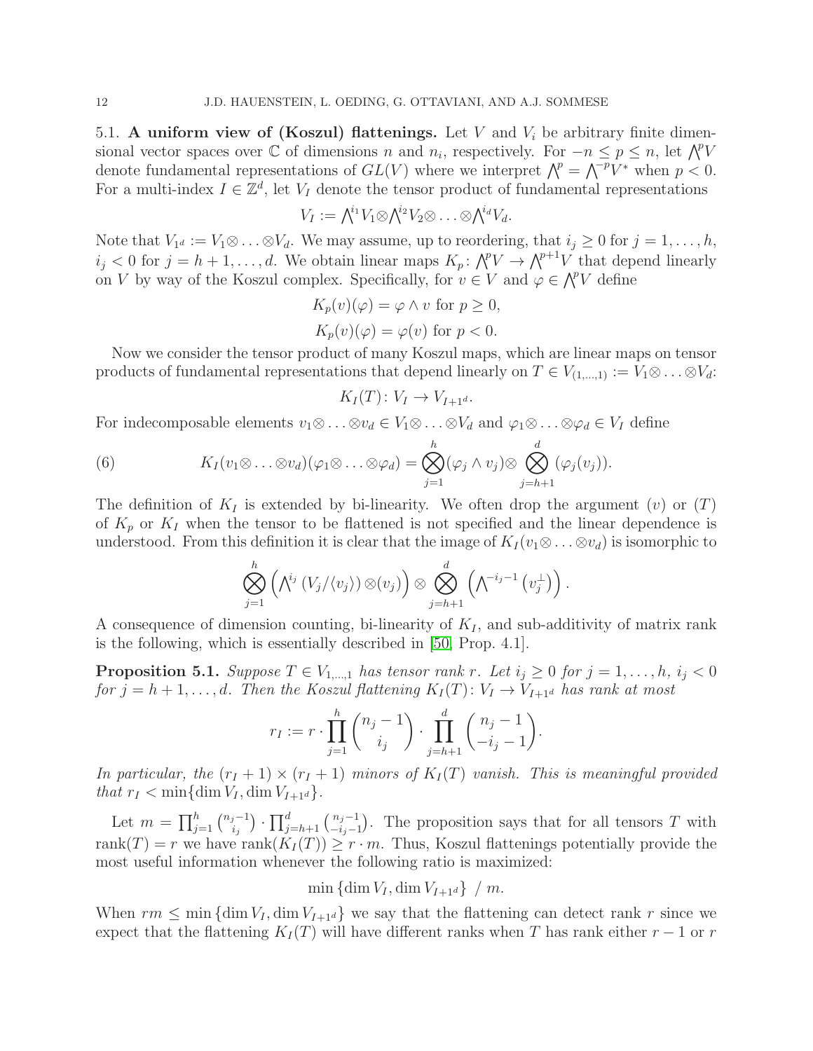5.1. **A uniform view of (Koszul) flattenings.** Let $V$ and $V_i$ be arbitrary finite dimensional vector spaces over $\mathbb{C}$ of dimensions $n$ and $n_i$, respectively. For $-n \leq p \leq n$, let $\bigwedge^p V$ denote fundamental representations of $GL(V)$ where we interpret $\bigwedge^p = \bigwedge^{-p} V^*$ when $p < 0$. For a multi-index $I \in \mathbb{Z}^d$, let $V_I$ denote the tensor product of fundamental representations

$$V_I := \bigwedge^{i_1} V_1 \otimes \bigwedge^{i_2} V_2 \otimes \ldots \otimes \bigwedge^{i_d} V_d.$$

Note that $V_{1^d} := V_1 \otimes \ldots \otimes V_d$. We may assume, up to reordering, that $i_j \geq 0$ for $j = 1, \ldots, h$, $i_j < 0$ for $j = h+1, \ldots, d$. We obtain linear maps $K_p \colon \bigwedge^p V \to \bigwedge^{p+1} V$ that depend linearly on $V$ by way of the Koszul complex. Specifically, for $v \in V$ and $\varphi \in \bigwedge^p V$ define

$$K_p(v)(\varphi) = \varphi \wedge v \text{ for } p \geq 0,$$

$$K_p(v)(\varphi) = \varphi(v) \text{ for } p < 0.$$

Now we consider the tensor product of many Koszul maps, which are linear maps on tensor products of fundamental representations that depend linearly on $T \in V_{(1,\ldots,1)} := V_1 \otimes \ldots \otimes V_d$:

$$K_I(T) \colon V_I \to V_{I+1^d}.$$

For indecomposable elements $v_1 \otimes \ldots \otimes v_d \in V_1 \otimes \ldots \otimes V_d$ and $\varphi_1 \otimes \ldots \otimes \varphi_d \in V_I$ define

$$K_I(v_1 \otimes \ldots \otimes v_d)(\varphi_1 \otimes \ldots \otimes \varphi_d) = \bigotimes_{j=1}^{h} (\varphi_j \wedge v_j) \otimes \bigotimes_{j=h+1}^{d} (\varphi_j(v_j)). \tag{6}$$

The definition of $K_I$ is extended by bi-linearity. We often drop the argument $(v)$ or $(T)$ of $K_p$ or $K_I$ when the tensor to be flattened is not specified and the linear dependence is understood. From this definition it is clear that the image of $K_I(v_1 \otimes \ldots \otimes v_d)$ is isomorphic to

$$\bigotimes_{j=1}^{h} \left( \bigwedge^{i_j} \left( V_j / \langle v_j \rangle \right) \otimes (v_j) \right) \otimes \bigotimes_{j=h+1}^{d} \left( \bigwedge^{-i_j - 1} \left( v_j^{\perp} \right) \right).$$

A consequence of dimension counting, bi-linearity of $K_I$, and sub-additivity of matrix rank is the following, which is essentially described in [50, Prop. 4.1].

**Proposition 5.1.** *Suppose $T \in V_{1,\ldots,1}$ has tensor rank $r$. Let $i_j \geq 0$ for $j = 1, \ldots, h$, $i_j < 0$ for $j = h+1, \ldots, d$. Then the Koszul flattening $K_I(T) \colon V_I \to V_{I+1^d}$ has rank at most*

$$r_I := r \cdot \prod_{j=1}^{h} \binom{n_j - 1}{i_j} \cdot \prod_{j=h+1}^{d} \binom{n_j - 1}{-i_j - 1}.$$

*In particular, the $(r_I + 1) \times (r_I + 1)$ minors of $K_I(T)$ vanish. This is meaningful provided that $r_I < \min\{\dim V_I, \dim V_{I+1^d}\}$.*

Let $m = \prod_{j=1}^{h} \binom{n_j - 1}{i_j} \cdot \prod_{j=h+1}^{d} \binom{n_j - 1}{-i_j - 1}$. The proposition says that for all tensors $T$ with $\operatorname{rank}(T) = r$ we have $\operatorname{rank}(K_I(T)) \geq r \cdot m$. Thus, Koszul flattenings potentially provide the most useful information whenever the following ratio is maximized:

$$\min\{\dim V_I, \dim V_{I+1^d}\} \ / \ m.$$

When $rm \leq \min\{\dim V_I, \dim V_{I+1^d}\}$ we say that the flattening can detect rank $r$ since we expect that the flattening $K_I(T)$ will have different ranks when $T$ has rank either $r-1$ or $r$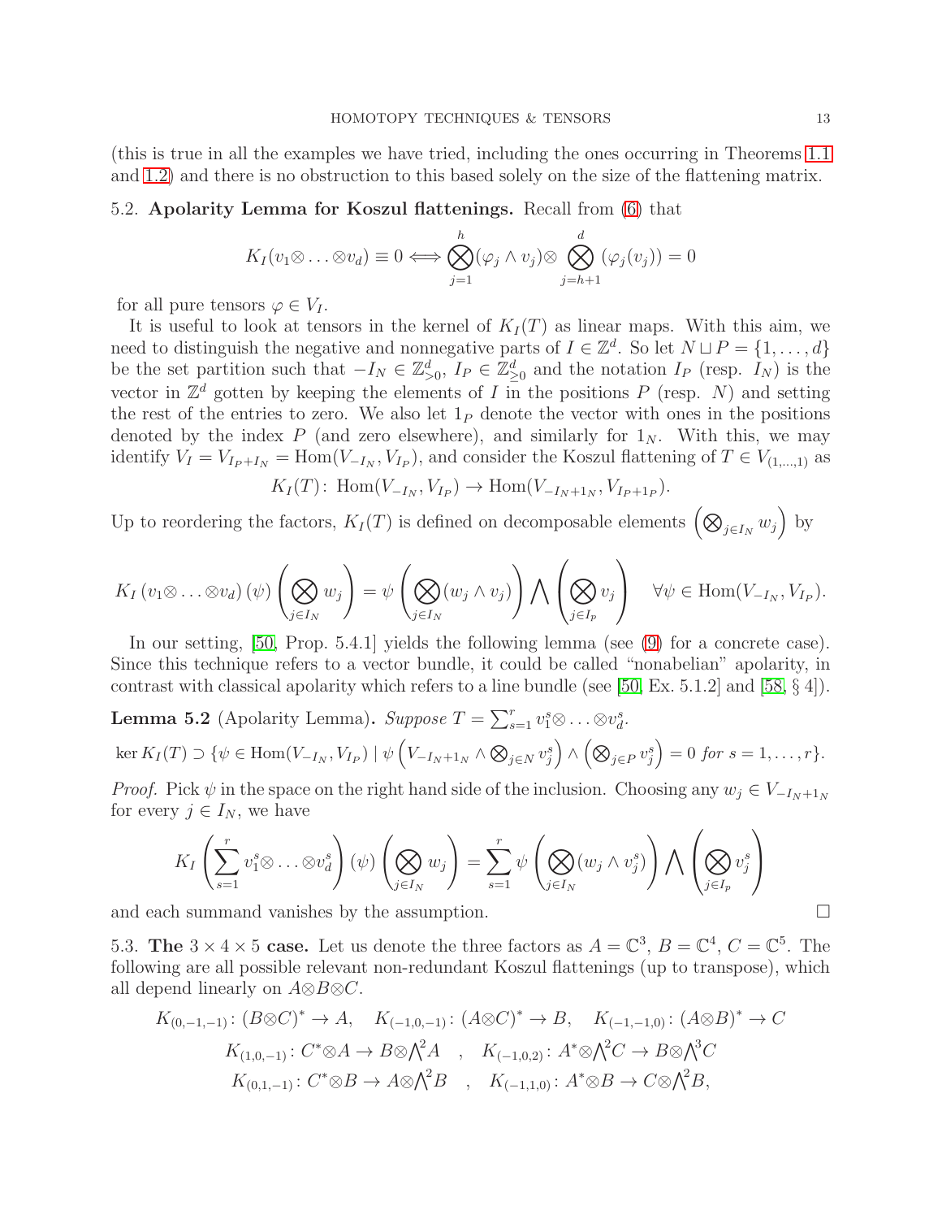(this is true in all the examples we have tried, including the ones occurring in Theorems 1.1 and 1.2) and there is no obstruction to this based solely on the size of the flattening matrix.

5.2. **Apolarity Lemma for Koszul flattenings.** Recall from (6) that

$$K_I(v_1\otimes \ldots \otimes v_d) \equiv 0 \Longleftrightarrow \bigotimes_{j=1}^{h} (\varphi_j \wedge v_j) \otimes \bigotimes_{j=h+1}^{d} (\varphi_j(v_j)) = 0$$

for all pure tensors $\varphi \in V_I$.

It is useful to look at tensors in the kernel of $K_I(T)$ as linear maps. With this aim, we need to distinguish the negative and nonnegative parts of $I \in \mathbb{Z}^d$. So let $N \sqcup P = \{1, \ldots, d\}$ be the set partition such that $-I_N \in \mathbb{Z}^d_{>0}$, $I_P \in \mathbb{Z}^d_{\geq 0}$ and the notation $I_P$ (resp. $I_N$) is the vector in $\mathbb{Z}^d$ gotten by keeping the elements of $I$ in the positions $P$ (resp. $N$) and setting the rest of the entries to zero. We also let $1_P$ denote the vector with ones in the positions denoted by the index $P$ (and zero elsewhere), and similarly for $1_N$. With this, we may identify $V_I = V_{I_P+I_N} = \mathrm{Hom}(V_{-I_N}, V_{I_P})$, and consider the Koszul flattening of $T \in V_{(1,\ldots,1)}$ as

$$K_I(T)\colon \mathrm{Hom}(V_{-I_N}, V_{I_P}) \to \mathrm{Hom}(V_{-I_N+1_N}, V_{I_P+1_P}).$$

Up to reordering the factors, $K_I(T)$ is defined on decomposable elements $\left(\bigotimes_{j\in I_N} w_j\right)$ by

$$K_I\left(v_1\otimes \ldots \otimes v_d\right)(\psi)\left(\bigotimes_{j\in I_N} w_j\right) = \psi\left(\bigotimes_{j\in I_N}(w_j \wedge v_j)\right) \bigwedge \left(\bigotimes_{j\in I_p} v_j\right) \quad \forall \psi \in \mathrm{Hom}(V_{-I_N}, V_{I_P}).$$

In our setting, [50, Prop. 5.4.1] yields the following lemma (see (9) for a concrete case). Since this technique refers to a vector bundle, it could be called "nonabelian" apolarity, in contrast with classical apolarity which refers to a line bundle (see [50, Ex. 5.1.2] and [58, § 4]).

**Lemma 5.2** (Apolarity Lemma)**.** *Suppose $T = \sum_{s=1}^{r} v_1^s \otimes \ldots \otimes v_d^s$.*

$$\ker K_I(T) \supset \{\psi \in \mathrm{Hom}(V_{-I_N}, V_{I_P}) \mid \psi\left(V_{-I_N+1_N} \wedge \textstyle\bigotimes_{j\in N} v_j^s\right) \wedge \left(\textstyle\bigotimes_{j\in P} v_j^s\right) = 0 \text{ for } s = 1, \ldots, r\}.$$

*Proof.* Pick $\psi$ in the space on the right hand side of the inclusion. Choosing any $w_j \in V_{-I_N+1_N}$ for every $j \in I_N$, we have

$$K_I\left(\sum_{s=1}^{r} v_1^s \otimes \ldots \otimes v_d^s\right)(\psi)\left(\bigotimes_{j\in I_N} w_j\right) = \sum_{s=1}^{r} \psi\left(\bigotimes_{j\in I_N}(w_j \wedge v_j^s)\right) \bigwedge \left(\bigotimes_{j\in I_p} v_j^s\right)$$

and each summand vanishes by the assumption. □

5.3. **The $3 \times 4 \times 5$ case.** Let us denote the three factors as $A = \mathbb{C}^3$, $B = \mathbb{C}^4$, $C = \mathbb{C}^5$. The following are all possible relevant non-redundant Koszul flattenings (up to transpose), which all depend linearly on $A\otimes B\otimes C$.

$$K_{(0,-1,-1)}\colon (B\otimes C)^* \to A, \quad K_{(-1,0,-1)}\colon (A\otimes C)^* \to B, \quad K_{(-1,-1,0)}\colon (A\otimes B)^* \to C$$

$$K_{(1,0,-1)}\colon C^*\otimes A \to B\otimes {\textstyle\bigwedge^2} A \quad , \quad K_{(-1,0,2)}\colon A^*\otimes {\textstyle\bigwedge^2} C \to B\otimes {\textstyle\bigwedge^3} C$$

$$K_{(0,1,-1)}\colon C^*\otimes B \to A\otimes {\textstyle\bigwedge^2} B \quad , \quad K_{(-1,1,0)}\colon A^*\otimes B \to C\otimes {\textstyle\bigwedge^2} B,$$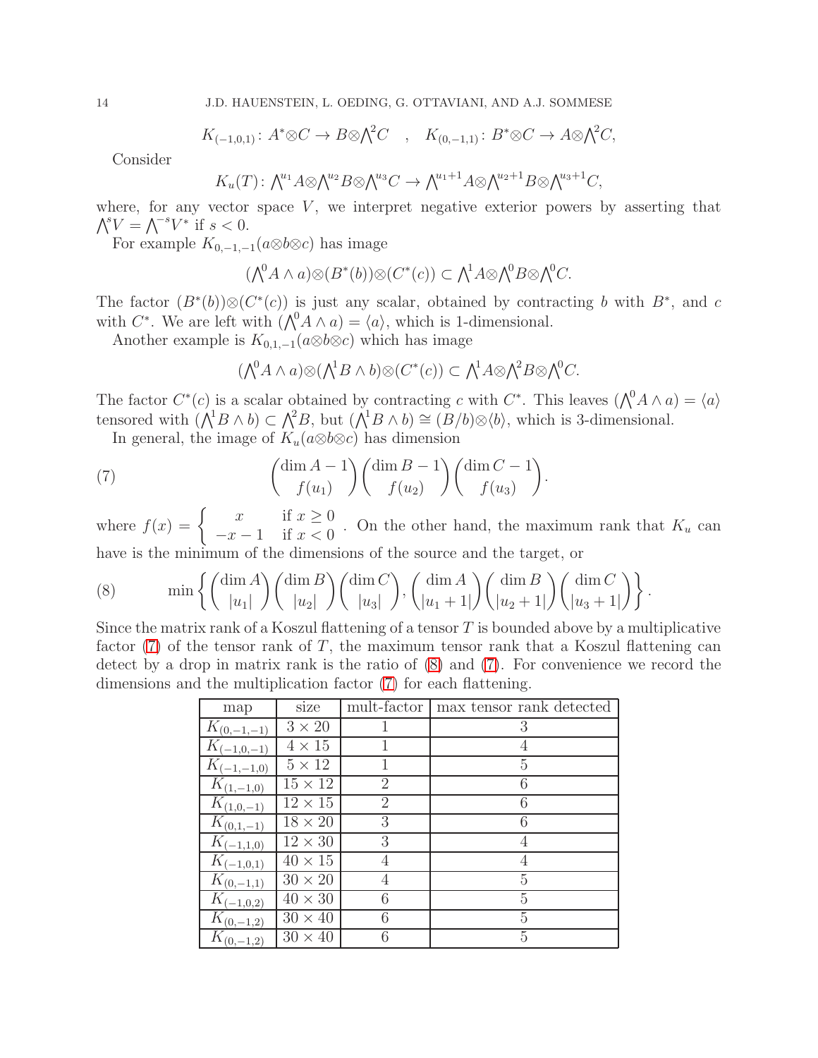$$K_{(-1,0,1)}\colon A^*{\otimes}C \to B{\otimes}{\textstyle\bigwedge}^2 C \quad , \quad K_{(0,-1,1)}\colon B^*{\otimes}C \to A{\otimes}{\textstyle\bigwedge}^2 C,$$

Consider

$$K_u(T)\colon {\textstyle\bigwedge}^{u_1} A{\otimes}{\textstyle\bigwedge}^{u_2} B{\otimes}{\textstyle\bigwedge}^{u_3} C \to {\textstyle\bigwedge}^{u_1+1} A{\otimes}{\textstyle\bigwedge}^{u_2+1} B{\otimes}{\textstyle\bigwedge}^{u_3+1} C,$$

where, for any vector space $V$, we interpret negative exterior powers by asserting that $\bigwedge^s V = \bigwedge^{-s} V^*$ if $s < 0$.

For example $K_{0,-1,-1}(a{\otimes}b{\otimes}c)$ has image

$$({\textstyle\bigwedge}^0 A \wedge a){\otimes}(B^*(b)){\otimes}(C^*(c)) \subset {\textstyle\bigwedge}^1 A{\otimes}{\textstyle\bigwedge}^0 B{\otimes}{\textstyle\bigwedge}^0 C.$$

The factor $(B^*(b)){\otimes}(C^*(c))$ is just any scalar, obtained by contracting $b$ with $B^*$, and $c$ with $C^*$. We are left with $(\bigwedge^0 A \wedge a) = \langle a\rangle$, which is 1-dimensional.

Another example is $K_{0,1,-1}(a{\otimes}b{\otimes}c)$ which has image

$$({\textstyle\bigwedge}^0 A \wedge a){\otimes}({\textstyle\bigwedge}^1 B \wedge b){\otimes}(C^*(c)) \subset {\textstyle\bigwedge}^1 A{\otimes}{\textstyle\bigwedge}^2 B{\otimes}{\textstyle\bigwedge}^0 C.$$

The factor $C^*(c)$ is a scalar obtained by contracting $c$ with $C^*$. This leaves $(\bigwedge^0 A \wedge a) = \langle a\rangle$ tensored with $(\bigwedge^1 B \wedge b) \subset \bigwedge^2 B$, but $(\bigwedge^1 B \wedge b) \cong (B/b){\otimes}\langle b\rangle$, which is 3-dimensional.

In general, the image of $K_u(a{\otimes}b{\otimes}c)$ has dimension

$$\binom{\dim A - 1}{f(u_1)}\binom{\dim B - 1}{f(u_2)}\binom{\dim C - 1}{f(u_3)}. \tag{7}$$

where $f(x) = \begin{cases} x & \text{if } x \geq 0 \\ -x-1 & \text{if } x < 0 \end{cases}$. On the other hand, the maximum rank that $K_u$ can have is the minimum of the dimensions of the source and the target, or

$$\min\left\{\binom{\dim A}{|u_1|}\binom{\dim B}{|u_2|}\binom{\dim C}{|u_3|}, \binom{\dim A}{|u_1+1|}\binom{\dim B}{|u_2+1|}\binom{\dim C}{|u_3+1|}\right\}. \tag{8}$$

Since the matrix rank of a Koszul flattening of a tensor $T$ is bounded above by a multiplicative factor (7) of the tensor rank of $T$, the maximum tensor rank that a Koszul flattening can detect by a drop in matrix rank is the ratio of (8) and (7). For convenience we record the dimensions and the multiplication factor (7) for each flattening.

| map | size | mult-factor | max tensor rank detected |
|---|---|---|---|
| $K_{(0,-1,-1)}$ | $3 \times 20$ | 1 | 3 |
| $K_{(-1,0,-1)}$ | $4 \times 15$ | 1 | 4 |
| $K_{(-1,-1,0)}$ | $5 \times 12$ | 1 | 5 |
| $K_{(1,-1,0)}$ | $15 \times 12$ | 2 | 6 |
| $K_{(1,0,-1)}$ | $12 \times 15$ | 2 | 6 |
| $K_{(0,1,-1)}$ | $18 \times 20$ | 3 | 6 |
| $K_{(-1,1,0)}$ | $12 \times 30$ | 3 | 4 |
| $K_{(-1,0,1)}$ | $40 \times 15$ | 4 | 4 |
| $K_{(0,-1,1)}$ | $30 \times 20$ | 4 | 5 |
| $K_{(-1,0,2)}$ | $40 \times 30$ | 6 | 5 |
| $K_{(0,-1,2)}$ | $30 \times 40$ | 6 | 5 |
| $K_{(0,-1,2)}$ | $30 \times 40$ | 6 | 5 |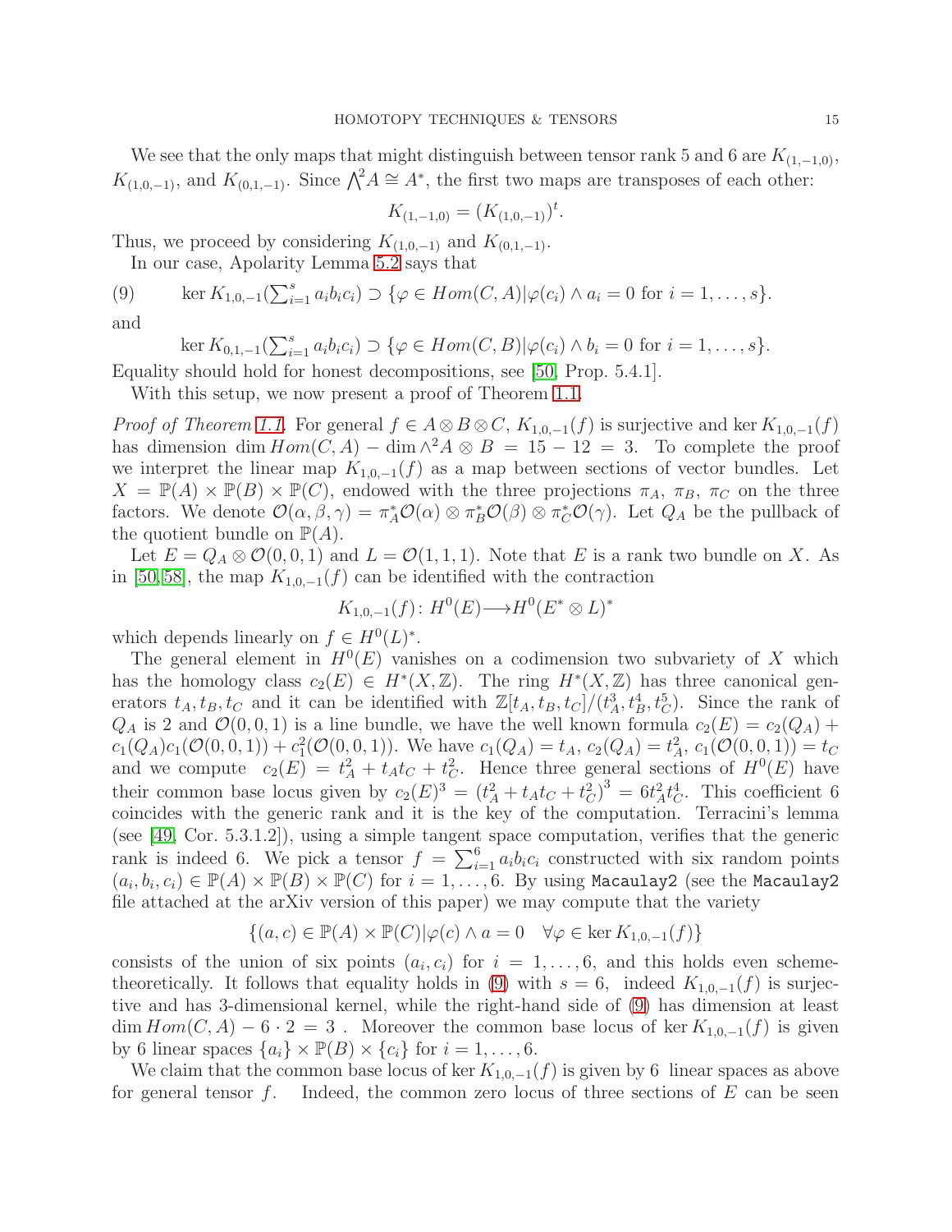We see that the only maps that might distinguish between tensor rank 5 and 6 are $K_{(1,-1,0)}$, $K_{(1,0,-1)}$, and $K_{(0,1,-1)}$. Since $\bigwedge^2 A \cong A^*$, the first two maps are transposes of each other:

$$K_{(1,-1,0)} = (K_{(1,0,-1)})^t.$$

Thus, we proceed by considering $K_{(1,0,-1)}$ and $K_{(0,1,-1)}$.

In our case, Apolarity Lemma 5.2 says that

$$\ker K_{1,0,-1}(\textstyle\sum_{i=1}^s a_i b_i c_i) \supset \{\varphi \in Hom(C,A) | \varphi(c_i) \wedge a_i = 0 \text{ for } i = 1, \dots, s\}. \tag{9}$$

and

$$\ker K_{0,1,-1}(\textstyle\sum_{i=1}^s a_i b_i c_i) \supset \{\varphi \in Hom(C,B) | \varphi(c_i) \wedge b_i = 0 \text{ for } i = 1, \dots, s\}.$$

Equality should hold for honest decompositions, see [50, Prop. 5.4.1].

With this setup, we now present a proof of Theorem 1.1.

*Proof of Theorem 1.1.* For general $f \in A \otimes B \otimes C$, $K_{1,0,-1}(f)$ is surjective and $\ker K_{1,0,-1}(f)$ has dimension $\dim Hom(C,A) - \dim \wedge^2 A \otimes B = 15 - 12 = 3$. To complete the proof we interpret the linear map $K_{1,0,-1}(f)$ as a map between sections of vector bundles. Let $X = \mathbb{P}(A) \times \mathbb{P}(B) \times \mathbb{P}(C)$, endowed with the three projections $\pi_A$, $\pi_B$, $\pi_C$ on the three factors. We denote $\mathcal{O}(\alpha, \beta, \gamma) = \pi_A^* \mathcal{O}(\alpha) \otimes \pi_B^* \mathcal{O}(\beta) \otimes \pi_C^* \mathcal{O}(\gamma)$. Let $Q_A$ be the pullback of the quotient bundle on $\mathbb{P}(A)$.

Let $E = Q_A \otimes \mathcal{O}(0,0,1)$ and $L = \mathcal{O}(1,1,1)$. Note that $E$ is a rank two bundle on $X$. As in [50,58], the map $K_{1,0,-1}(f)$ can be identified with the contraction

$$K_{1,0,-1}(f) \colon H^0(E) \longrightarrow H^0(E^* \otimes L)^*$$

which depends linearly on $f \in H^0(L)^*$.

The general element in $H^0(E)$ vanishes on a codimension two subvariety of $X$ which has the homology class $c_2(E) \in H^*(X, \mathbb{Z})$. The ring $H^*(X, \mathbb{Z})$ has three canonical generators $t_A, t_B, t_C$ and it can be identified with $\mathbb{Z}[t_A, t_B, t_C]/(t_A^3, t_B^4, t_C^5)$. Since the rank of $Q_A$ is 2 and $\mathcal{O}(0,0,1)$ is a line bundle, we have the well known formula $c_2(E) = c_2(Q_A) + c_1(Q_A) c_1(\mathcal{O}(0,0,1)) + c_1^2(\mathcal{O}(0,0,1))$. We have $c_1(Q_A) = t_A$, $c_2(Q_A) = t_A^2$, $c_1(\mathcal{O}(0,0,1)) = t_C$ and we compute $c_2(E) = t_A^2 + t_A t_C + t_C^2$. Hence three general sections of $H^0(E)$ have their common base locus given by $c_2(E)^3 = (t_A^2 + t_A t_C + t_C^2)^3 = 6 t_A^2 t_C^4$. This coefficient 6 coincides with the generic rank and it is the key of the computation. Terracini's lemma (see [49, Cor. 5.3.1.2]), using a simple tangent space computation, verifies that the generic rank is indeed 6. We pick a tensor $f = \sum_{i=1}^6 a_i b_i c_i$ constructed with six random points $(a_i, b_i, c_i) \in \mathbb{P}(A) \times \mathbb{P}(B) \times \mathbb{P}(C)$ for $i = 1, \dots, 6$. By using `Macaulay2` (see the `Macaulay2` file attached at the arXiv version of this paper) we may compute that the variety

$$\{(a,c) \in \mathbb{P}(A) \times \mathbb{P}(C) | \varphi(c) \wedge a = 0 \quad \forall \varphi \in \ker K_{1,0,-1}(f)\}$$

consists of the union of six points $(a_i, c_i)$ for $i = 1, \dots, 6$, and this holds even scheme-theoretically. It follows that equality holds in (9) with $s = 6$, indeed $K_{1,0,-1}(f)$ is surjective and has 3-dimensional kernel, while the right-hand side of (9) has dimension at least $\dim Hom(C,A) - 6 \cdot 2 = 3$. Moreover the common base locus of $\ker K_{1,0,-1}(f)$ is given by 6 linear spaces $\{a_i\} \times \mathbb{P}(B) \times \{c_i\}$ for $i = 1, \dots, 6$.

We claim that the common base locus of $\ker K_{1,0,-1}(f)$ is given by 6 linear spaces as above for general tensor $f$. Indeed, the common zero locus of three sections of $E$ can be seen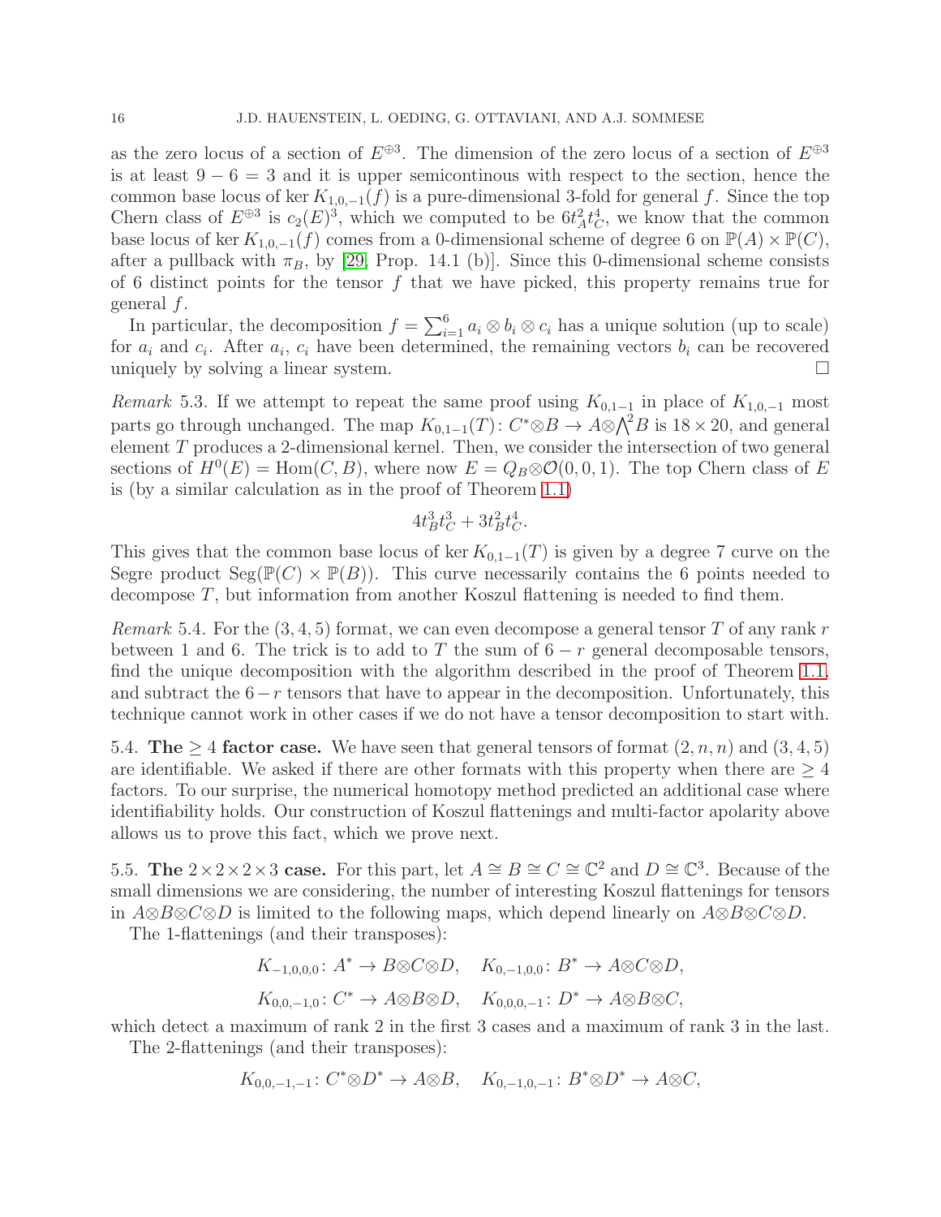as the zero locus of a section of $E^{\oplus 3}$. The dimension of the zero locus of a section of $E^{\oplus 3}$ is at least $9-6=3$ and it is upper semicontinous with respect to the section, hence the common base locus of $\ker K_{1,0,-1}(f)$ is a pure-dimensional 3-fold for general $f$. Since the top Chern class of $E^{\oplus 3}$ is $c_2(E)^3$, which we computed to be $6t_A^2t_C^4$, we know that the common base locus of $\ker K_{1,0,-1}(f)$ comes from a 0-dimensional scheme of degree 6 on $\mathbb{P}(A)\times\mathbb{P}(C)$, after a pullback with $\pi_B$, by [29, Prop. 14.1 (b)]. Since this 0-dimensional scheme consists of 6 distinct points for the tensor $f$ that we have picked, this property remains true for general $f$.

In particular, the decomposition $f=\sum_{i=1}^{6} a_i\otimes b_i\otimes c_i$ has a unique solution (up to scale) for $a_i$ and $c_i$. After $a_i$, $c_i$ have been determined, the remaining vectors $b_i$ can be recovered uniquely by solving a linear system. □

*Remark* 5.3. If we attempt to repeat the same proof using $K_{0,1-1}$ in place of $K_{1,0,-1}$ most parts go through unchanged. The map $K_{0,1-1}(T)\colon C^*\otimes B\to A\otimes\bigwedge^2 B$ is $18\times 20$, and general element $T$ produces a 2-dimensional kernel. Then, we consider the intersection of two general sections of $H^0(E)=\mathrm{Hom}(C,B)$, where now $E=Q_B\otimes\mathcal{O}(0,0,1)$. The top Chern class of $E$ is (by a similar calculation as in the proof of Theorem 1.1)

$$4t_B^3t_C^3+3t_B^2t_C^4.$$

This gives that the common base locus of $\ker K_{0,1-1}(T)$ is given by a degree 7 curve on the Segre product $\mathrm{Seg}(\mathbb{P}(C)\times\mathbb{P}(B))$. This curve necessarily contains the 6 points needed to decompose $T$, but information from another Koszul flattening is needed to find them.

*Remark* 5.4. For the $(3,4,5)$ format, we can even decompose a general tensor $T$ of any rank $r$ between 1 and 6. The trick is to add to $T$ the sum of $6-r$ general decomposable tensors, find the unique decomposition with the algorithm described in the proof of Theorem 1.1, and subtract the $6-r$ tensors that have to appear in the decomposition. Unfortunately, this technique cannot work in other cases if we do not have a tensor decomposition to start with.

5.4. **The $\geq 4$ factor case.** We have seen that general tensors of format $(2,n,n)$ and $(3,4,5)$ are identifiable. We asked if there are other formats with this property when there are $\geq 4$ factors. To our surprise, the numerical homotopy method predicted an additional case where identifiability holds. Our construction of Koszul flattenings and multi-factor apolarity above allows us to prove this fact, which we prove next.

5.5. **The $2\times 2\times 2\times 3$ case.** For this part, let $A\cong B\cong C\cong\mathbb{C}^2$ and $D\cong\mathbb{C}^3$. Because of the small dimensions we are considering, the number of interesting Koszul flattenings for tensors in $A\otimes B\otimes C\otimes D$ is limited to the following maps, which depend linearly on $A\otimes B\otimes C\otimes D$.

The 1-flattenings (and their transposes):

$$K_{-1,0,0,0}\colon A^*\to B\otimes C\otimes D,\quad K_{0,-1,0,0}\colon B^*\to A\otimes C\otimes D,$$

$$K_{0,0,-1,0}\colon C^*\to A\otimes B\otimes D,\quad K_{0,0,0,-1}\colon D^*\to A\otimes B\otimes C,$$

which detect a maximum of rank 2 in the first 3 cases and a maximum of rank 3 in the last.

The 2-flattenings (and their transposes):

$$K_{0,0,-1,-1}\colon C^*\otimes D^*\to A\otimes B,\quad K_{0,-1,0,-1}\colon B^*\otimes D^*\to A\otimes C,$$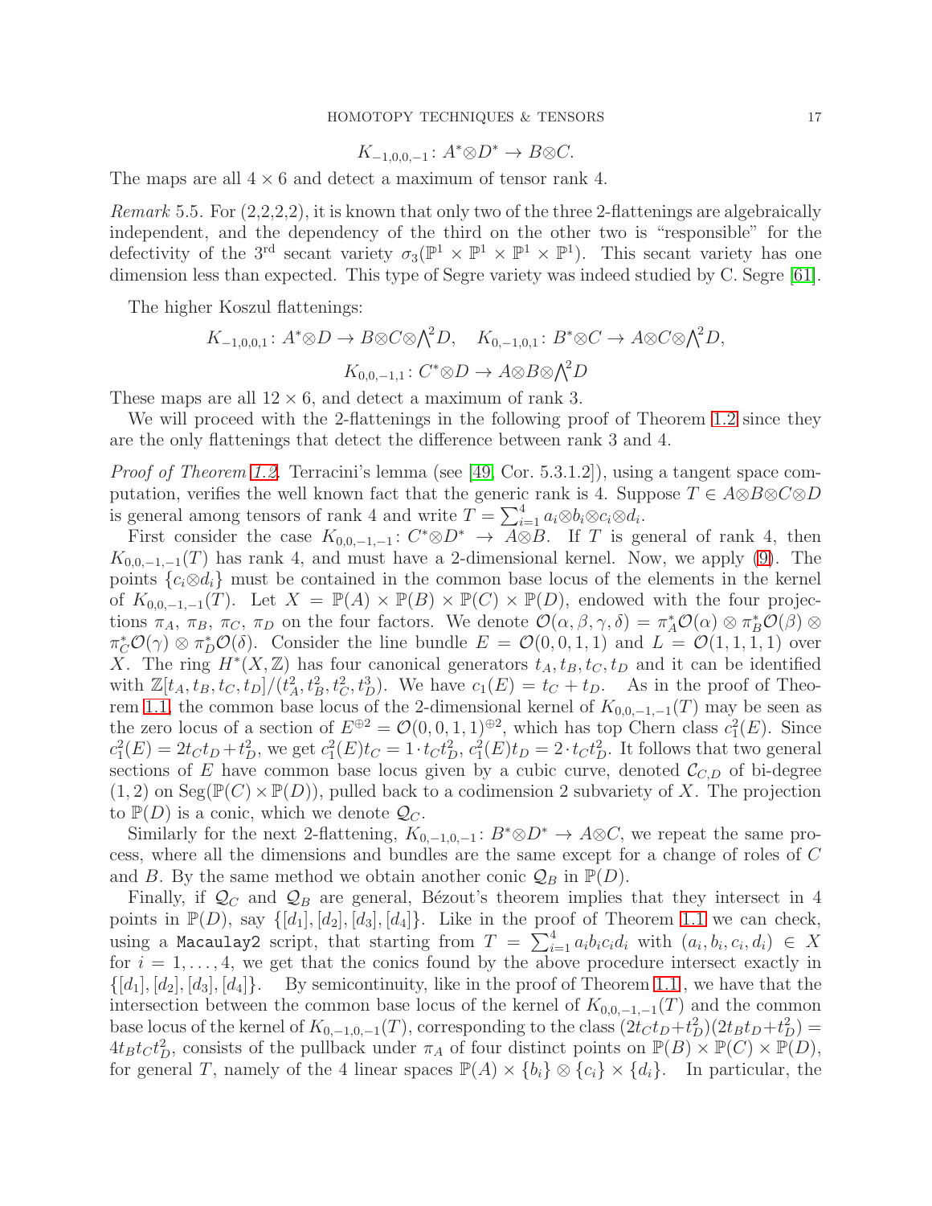$$K_{-1,0,0,-1}\colon A^*{\otimes}D^* \to B{\otimes}C.$$

The maps are all $4 \times 6$ and detect a maximum of tensor rank 4.

*Remark* 5.5. For (2,2,2,2), it is known that only two of the three 2-flattenings are algebraically independent, and the dependency of the third on the other two is "responsible" for the defectivity of the 3[rd] secant variety $\sigma_3(\mathbb{P}^1 \times \mathbb{P}^1 \times \mathbb{P}^1 \times \mathbb{P}^1)$. This secant variety has one dimension less than expected. This type of Segre variety was indeed studied by C. Segre [61].

The higher Koszul flattenings:

$$K_{-1,0,0,1}\colon A^*{\otimes}D \to B{\otimes}C{\otimes}\textstyle\bigwedge^2 D, \quad K_{0,-1,0,1}\colon B^*{\otimes}C \to A{\otimes}C{\otimes}\textstyle\bigwedge^2 D,$$

$$K_{0,0,-1,1}\colon C^*{\otimes}D \to A{\otimes}B{\otimes}\textstyle\bigwedge^2 D$$

These maps are all $12 \times 6$, and detect a maximum of rank 3.

We will proceed with the 2-flattenings in the following proof of Theorem 1.2 since they are the only flattenings that detect the difference between rank 3 and 4.

*Proof of Theorem 1.2.* Terracini's lemma (see [49, Cor. 5.3.1.2]), using a tangent space computation, verifies the well known fact that the generic rank is 4. Suppose $T \in A{\otimes}B{\otimes}C{\otimes}D$ is general among tensors of rank 4 and write $T = \sum_{i=1}^4 a_i{\otimes}b_i{\otimes}c_i{\otimes}d_i$.

First consider the case $K_{0,0,-1,-1}\colon C^*{\otimes}D^* \to A{\otimes}B$. If $T$ is general of rank 4, then $K_{0,0,-1,-1}(T)$ has rank 4, and must have a 2-dimensional kernel. Now, we apply (9). The points $\{c_i{\otimes}d_i\}$ must be contained in the common base locus of the elements in the kernel of $K_{0,0,-1,-1}(T)$. Let $X = \mathbb{P}(A) \times \mathbb{P}(B) \times \mathbb{P}(C) \times \mathbb{P}(D)$, endowed with the four projections $\pi_A$, $\pi_B$, $\pi_C$, $\pi_D$ on the four factors. We denote $\mathcal{O}(\alpha,\beta,\gamma,\delta) = \pi_A^*\mathcal{O}(\alpha) \otimes \pi_B^*\mathcal{O}(\beta) \otimes \pi_C^*\mathcal{O}(\gamma) \otimes \pi_D^*\mathcal{O}(\delta)$. Consider the line bundle $E = \mathcal{O}(0,0,1,1)$ and $L = \mathcal{O}(1,1,1,1)$ over $X$. The ring $H^*(X,\mathbb{Z})$ has four canonical generators $t_A, t_B, t_C, t_D$ and it can be identified with $\mathbb{Z}[t_A,t_B,t_C,t_D]/(t_A^2,t_B^2,t_C^2,t_D^3)$. We have $c_1(E) = t_C + t_D$. As in the proof of Theorem 1.1, the common base locus of the 2-dimensional kernel of $K_{0,0,-1,-1}(T)$ may be seen as the zero locus of a section of $E^{\oplus 2} = \mathcal{O}(0,0,1,1)^{\oplus 2}$, which has top Chern class $c_1^2(E)$. Since $c_1^2(E) = 2t_Ct_D + t_D^2$, we get $c_1^2(E)t_C = 1 \cdot t_Ct_D^2$, $c_1^2(E)t_D = 2 \cdot t_Ct_D^2$. It follows that two general sections of $E$ have common base locus given by a cubic curve, denoted $\mathcal{C}_{C,D}$ of bi-degree $(1,2)$ on $\mathrm{Seg}(\mathbb{P}(C) \times \mathbb{P}(D))$, pulled back to a codimension 2 subvariety of $X$. The projection to $\mathbb{P}(D)$ is a conic, which we denote $\mathcal{Q}_C$.

Similarly for the next 2-flattening, $K_{0,-1,0,-1}\colon B^*{\otimes}D^* \to A{\otimes}C$, we repeat the same process, where all the dimensions and bundles are the same except for a change of roles of $C$ and $B$. By the same method we obtain another conic $\mathcal{Q}_B$ in $\mathbb{P}(D)$.

Finally, if $\mathcal{Q}_C$ and $\mathcal{Q}_B$ are general, Bézout's theorem implies that they intersect in 4 points in $\mathbb{P}(D)$, say $\{[d_1],[d_2],[d_3],[d_4]\}$. Like in the proof of Theorem 1.1 we can check, using a `Macaulay2` script, that starting from $T = \sum_{i=1}^4 a_ib_ic_id_i$ with $(a_i,b_i,c_i,d_i) \in X$ for $i = 1,\ldots,4$, we get that the conics found by the above procedure intersect exactly in $\{[d_1],[d_2],[d_3],[d_4]\}$. By semicontinuity, like in the proof of Theorem 1.1, we have that the intersection between the common base locus of the kernel of $K_{0,0,-1,-1}(T)$ and the common base locus of the kernel of $K_{0,-1,0,-1}(T)$, corresponding to the class $(2t_Ct_D+t_D^2)(2t_Bt_D+t_D^2) = 4t_Bt_Ct_D^2$, consists of the pullback under $\pi_A$ of four distinct points on $\mathbb{P}(B) \times \mathbb{P}(C) \times \mathbb{P}(D)$, for general $T$, namely of the 4 linear spaces $\mathbb{P}(A) \times \{b_i\} \otimes \{c_i\} \times \{d_i\}$. In particular, the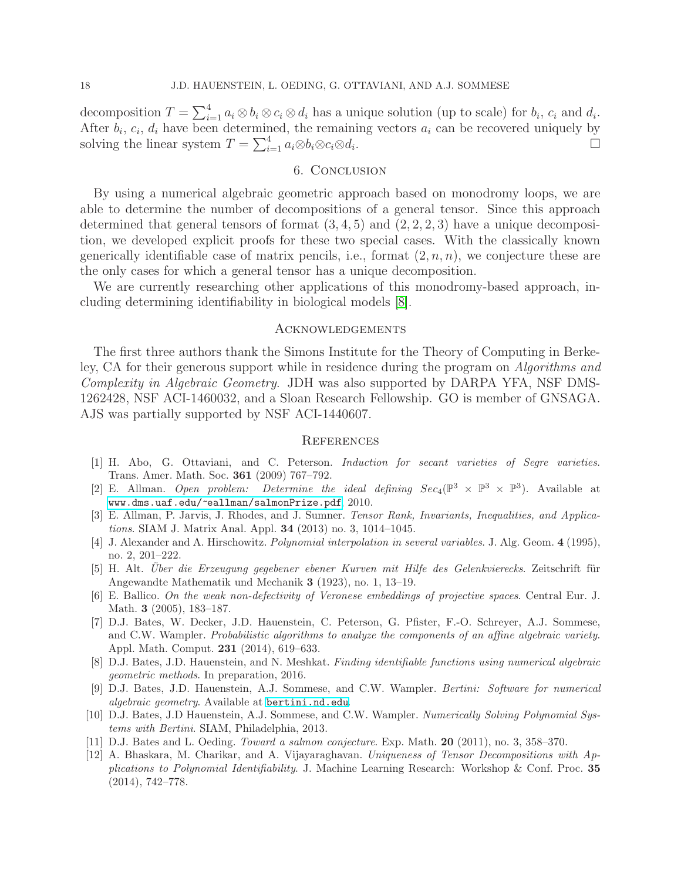decomposition $T = \sum_{i=1}^{4} a_i \otimes b_i \otimes c_i \otimes d_i$ has a unique solution (up to scale) for $b_i$, $c_i$ and $d_i$. After $b_i$, $c_i$, $d_i$ have been determined, the remaining vectors $a_i$ can be recovered uniquely by solving the linear system $T = \sum_{i=1}^{4} a_i \otimes b_i \otimes c_i \otimes d_i$. □

## 6. Conclusion

By using a numerical algebraic geometric approach based on monodromy loops, we are able to determine the number of decompositions of a general tensor. Since this approach determined that general tensors of format $(3, 4, 5)$ and $(2, 2, 2, 3)$ have a unique decomposition, we developed explicit proofs for these two special cases. With the classically known generically identifiable case of matrix pencils, i.e., format $(2, n, n)$, we conjecture these are the only cases for which a general tensor has a unique decomposition.

We are currently researching other applications of this monodromy-based approach, including determining identifiability in biological models [8].

## Acknowledgements

The first three authors thank the Simons Institute for the Theory of Computing in Berkeley, CA for their generous support while in residence during the program on *Algorithms and Complexity in Algebraic Geometry*. JDH was also supported by DARPA YFA, NSF DMS-1262428, NSF ACI-1460032, and a Sloan Research Fellowship. GO is member of GNSAGA. AJS was partially supported by NSF ACI-1440607.

## References

[1] H. Abo, G. Ottaviani, and C. Peterson. *Induction for secant varieties of Segre varieties*. Trans. Amer. Math. Soc. **361** (2009) 767–792.

[2] E. Allman. *Open problem: Determine the ideal defining* $Sec_4(\mathbb{P}^3 \times \mathbb{P}^3 \times \mathbb{P}^3)$. Available at www.dms.uaf.edu/~eallman/salmonPrize.pdf, 2010.

[3] E. Allman, P. Jarvis, J. Rhodes, and J. Sumner. *Tensor Rank, Invariants, Inequalities, and Applications*. SIAM J. Matrix Anal. Appl. **34** (2013) no. 3, 1014–1045.

[4] J. Alexander and A. Hirschowitz. *Polynomial interpolation in several variables*. J. Alg. Geom. **4** (1995), no. 2, 201–222.

[5] H. Alt. *Über die Erzeugung gegebener ebener Kurven mit Hilfe des Gelenkvierecks*. Zeitschrift für Angewandte Mathematik und Mechanik **3** (1923), no. 1, 13–19.

[6] E. Ballico. *On the weak non-defectivity of Veronese embeddings of projective spaces*. Central Eur. J. Math. **3** (2005), 183–187.

[7] D.J. Bates, W. Decker, J.D. Hauenstein, C. Peterson, G. Pfister, F.-O. Schreyer, A.J. Sommese, and C.W. Wampler. *Probabilistic algorithms to analyze the components of an affine algebraic variety*. Appl. Math. Comput. **231** (2014), 619–633.

[8] D.J. Bates, J.D. Hauenstein, and N. Meshkat. *Finding identifiable functions using numerical algebraic geometric methods*. In preparation, 2016.

[9] D.J. Bates, J.D. Hauenstein, A.J. Sommese, and C.W. Wampler. *Bertini: Software for numerical algebraic geometry*. Available at bertini.nd.edu.

[10] D.J. Bates, J.D Hauenstein, A.J. Sommese, and C.W. Wampler. *Numerically Solving Polynomial Systems with Bertini*. SIAM, Philadelphia, 2013.

[11] D.J. Bates and L. Oeding. *Toward a salmon conjecture*. Exp. Math. **20** (2011), no. 3, 358–370.

[12] A. Bhaskara, M. Charikar, and A. Vijayaraghavan. *Uniqueness of Tensor Decompositions with Applications to Polynomial Identifiability*. J. Machine Learning Research: Workshop & Conf. Proc. **35** (2014), 742–778.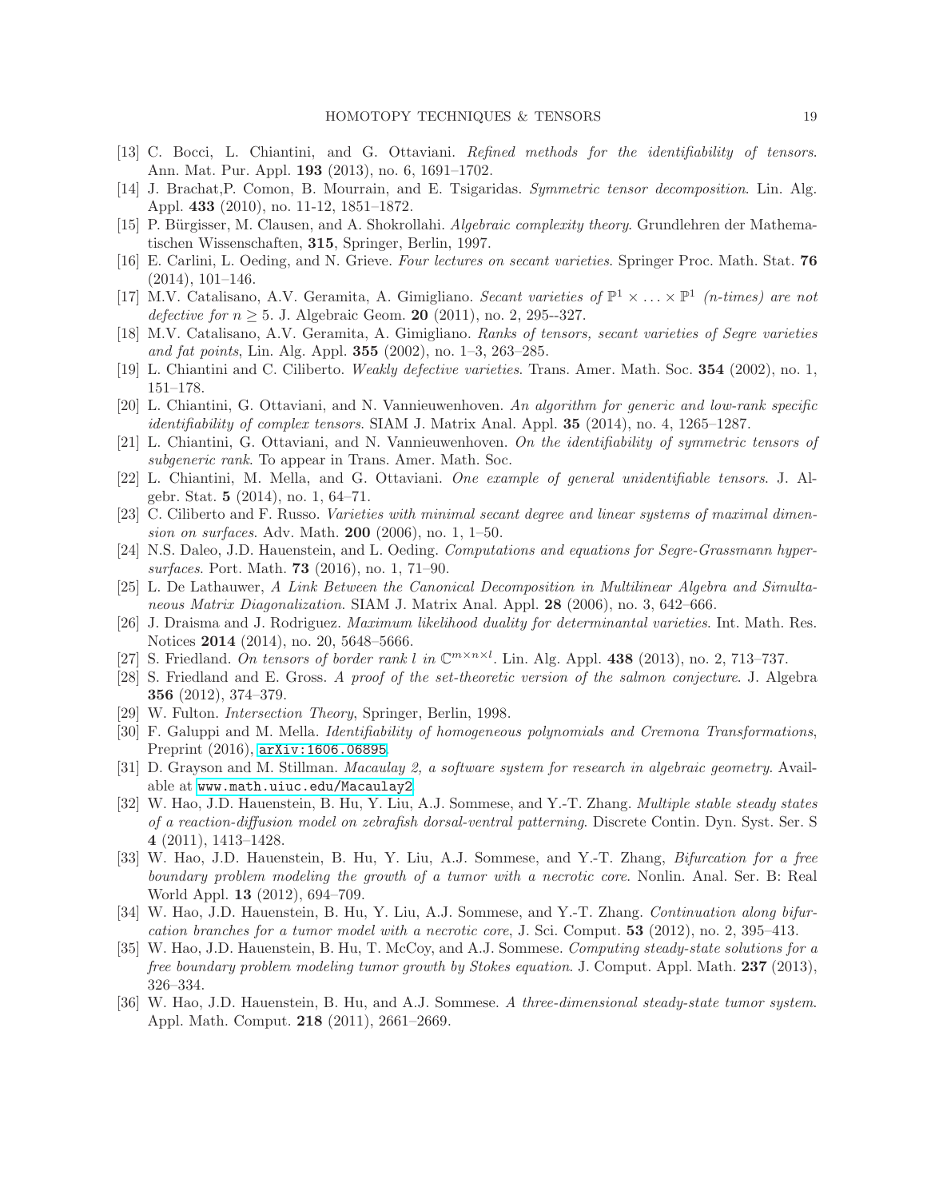[13] C. Bocci, L. Chiantini, and G. Ottaviani. *Refined methods for the identifiability of tensors*. Ann. Mat. Pur. Appl. **193** (2013), no. 6, 1691–1702.

[14] J. Brachat,P. Comon, B. Mourrain, and E. Tsigaridas. *Symmetric tensor decomposition*. Lin. Alg. Appl. **433** (2010), no. 11-12, 1851–1872.

[15] P. Bürgisser, M. Clausen, and A. Shokrollahi. *Algebraic complexity theory*. Grundlehren der Mathematischen Wissenschaften, **315**, Springer, Berlin, 1997.

[16] E. Carlini, L. Oeding, and N. Grieve. *Four lectures on secant varieties*. Springer Proc. Math. Stat. **76** (2014), 101–146.

[17] M.V. Catalisano, A.V. Geramita, A. Gimigliano. *Secant varieties of $\mathbb{P}^1 \times \ldots \times \mathbb{P}^1$ (n-times) are not defective for $n \geq 5$*. J. Algebraic Geom. **20** (2011), no. 2, 295--327.

[18] M.V. Catalisano, A.V. Geramita, A. Gimigliano. *Ranks of tensors, secant varieties of Segre varieties and fat points*, Lin. Alg. Appl. **355** (2002), no. 1–3, 263–285.

[19] L. Chiantini and C. Ciliberto. *Weakly defective varieties.* Trans. Amer. Math. Soc. **354** (2002), no. 1, 151–178.

[20] L. Chiantini, G. Ottaviani, and N. Vannieuwenhoven. *An algorithm for generic and low-rank specific identifiability of complex tensors*. SIAM J. Matrix Anal. Appl. **35** (2014), no. 4, 1265–1287.

[21] L. Chiantini, G. Ottaviani, and N. Vannieuwenhoven. *On the identifiability of symmetric tensors of subgeneric rank*. To appear in Trans. Amer. Math. Soc.

[22] L. Chiantini, M. Mella, and G. Ottaviani. *One example of general unidentifiable tensors*. J. Algebr. Stat. **5** (2014), no. 1, 64–71.

[23] C. Ciliberto and F. Russo. *Varieties with minimal secant degree and linear systems of maximal dimension on surfaces*. Adv. Math. **200** (2006), no. 1, 1–50.

[24] N.S. Daleo, J.D. Hauenstein, and L. Oeding. *Computations and equations for Segre-Grassmann hypersurfaces*. Port. Math. **73** (2016), no. 1, 71–90.

[25] L. De Lathauwer, *A Link Between the Canonical Decomposition in Multilinear Algebra and Simultaneous Matrix Diagonalization*. SIAM J. Matrix Anal. Appl. **28** (2006), no. 3, 642–666.

[26] J. Draisma and J. Rodriguez. *Maximum likelihood duality for determinantal varieties*. Int. Math. Res. Notices **2014** (2014), no. 20, 5648–5666.

[27] S. Friedland. *On tensors of border rank $l$ in $\mathbb{C}^{m \times n \times l}$*. Lin. Alg. Appl. **438** (2013), no. 2, 713–737.

[28] S. Friedland and E. Gross. *A proof of the set-theoretic version of the salmon conjecture*. J. Algebra **356** (2012), 374–379.

[29] W. Fulton. *Intersection Theory*, Springer, Berlin, 1998.

[30] F. Galuppi and M. Mella. *Identifiability of homogeneous polynomials and Cremona Transformations*, Preprint (2016), arXiv:1606.06895.

[31] D. Grayson and M. Stillman. *Macaulay 2, a software system for research in algebraic geometry*. Available at www.math.uiuc.edu/Macaulay2.

[32] W. Hao, J.D. Hauenstein, B. Hu, Y. Liu, A.J. Sommese, and Y.-T. Zhang. *Multiple stable steady states of a reaction-diffusion model on zebrafish dorsal-ventral patterning*. Discrete Contin. Dyn. Syst. Ser. S **4** (2011), 1413–1428.

[33] W. Hao, J.D. Hauenstein, B. Hu, Y. Liu, A.J. Sommese, and Y.-T. Zhang, *Bifurcation for a free boundary problem modeling the growth of a tumor with a necrotic core*. Nonlin. Anal. Ser. B: Real World Appl. **13** (2012), 694–709.

[34] W. Hao, J.D. Hauenstein, B. Hu, Y. Liu, A.J. Sommese, and Y.-T. Zhang. *Continuation along bifurcation branches for a tumor model with a necrotic core*, J. Sci. Comput. **53** (2012), no. 2, 395–413.

[35] W. Hao, J.D. Hauenstein, B. Hu, T. McCoy, and A.J. Sommese. *Computing steady-state solutions for a free boundary problem modeling tumor growth by Stokes equation*. J. Comput. Appl. Math. **237** (2013), 326–334.

[36] W. Hao, J.D. Hauenstein, B. Hu, and A.J. Sommese. *A three-dimensional steady-state tumor system*. Appl. Math. Comput. **218** (2011), 2661–2669.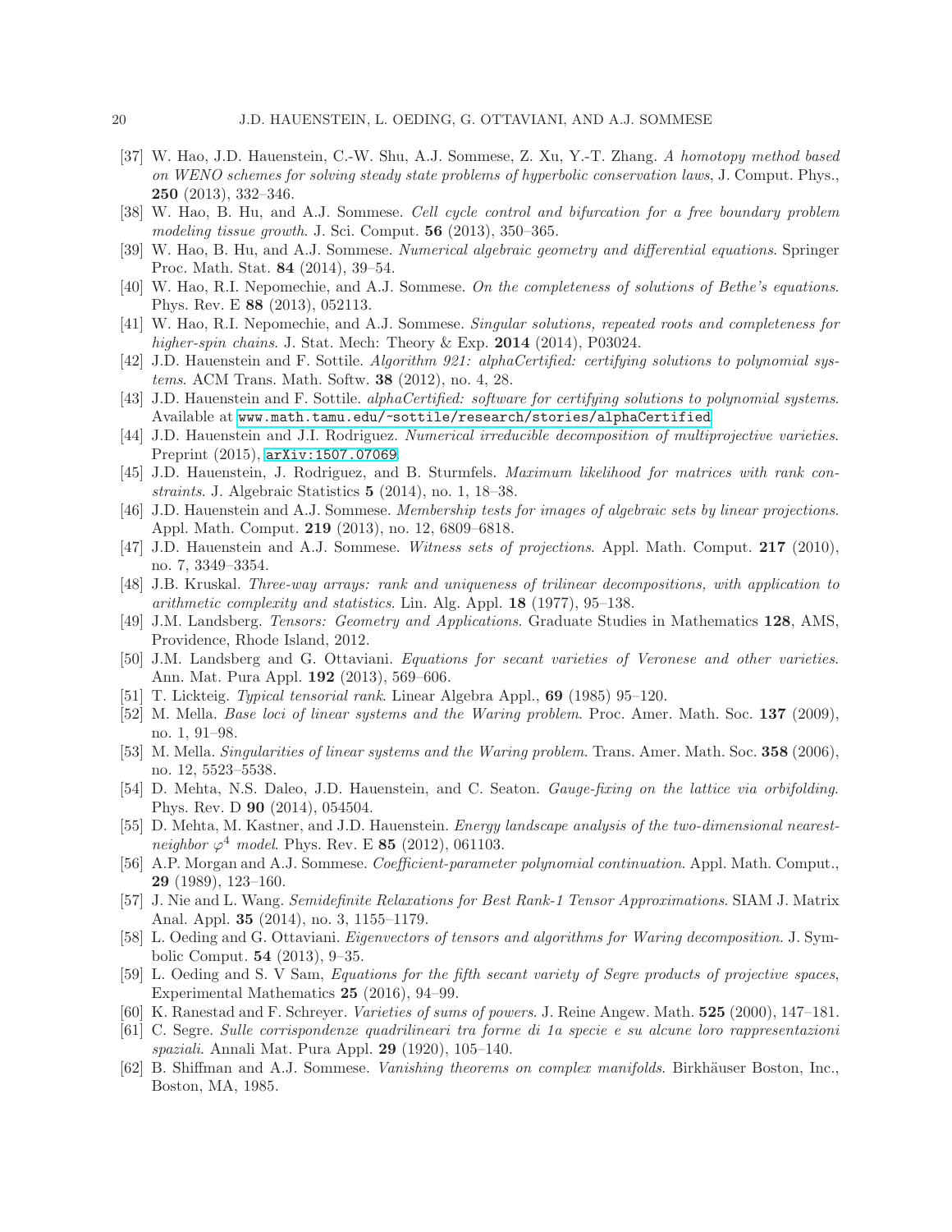[37] W. Hao, J.D. Hauenstein, C.-W. Shu, A.J. Sommese, Z. Xu, Y.-T. Zhang. *A homotopy method based on WENO schemes for solving steady state problems of hyperbolic conservation laws*, J. Comput. Phys., **250** (2013), 332–346.

[38] W. Hao, B. Hu, and A.J. Sommese. *Cell cycle control and bifurcation for a free boundary problem modeling tissue growth*. J. Sci. Comput. **56** (2013), 350–365.

[39] W. Hao, B. Hu, and A.J. Sommese. *Numerical algebraic geometry and differential equations*. Springer Proc. Math. Stat. **84** (2014), 39–54.

[40] W. Hao, R.I. Nepomechie, and A.J. Sommese. *On the completeness of solutions of Bethe's equations*. Phys. Rev. E **88** (2013), 052113.

[41] W. Hao, R.I. Nepomechie, and A.J. Sommese. *Singular solutions, repeated roots and completeness for higher-spin chains*. J. Stat. Mech: Theory & Exp. **2014** (2014), P03024.

[42] J.D. Hauenstein and F. Sottile. *Algorithm 921: alphaCertified: certifying solutions to polynomial systems*. ACM Trans. Math. Softw. **38** (2012), no. 4, 28.

[43] J.D. Hauenstein and F. Sottile. *alphaCertified: software for certifying solutions to polynomial systems*. Available at www.math.tamu.edu/~sottile/research/stories/alphaCertified.

[44] J.D. Hauenstein and J.I. Rodriguez. *Numerical irreducible decomposition of multiprojective varieties*. Preprint (2015), arXiv:1507.07069.

[45] J.D. Hauenstein, J. Rodriguez, and B. Sturmfels. *Maximum likelihood for matrices with rank constraints*. J. Algebraic Statistics **5** (2014), no. 1, 18–38.

[46] J.D. Hauenstein and A.J. Sommese. *Membership tests for images of algebraic sets by linear projections*. Appl. Math. Comput. **219** (2013), no. 12, 6809–6818.

[47] J.D. Hauenstein and A.J. Sommese. *Witness sets of projections*. Appl. Math. Comput. **217** (2010), no. 7, 3349–3354.

[48] J.B. Kruskal. *Three-way arrays: rank and uniqueness of trilinear decompositions, with application to arithmetic complexity and statistics*. Lin. Alg. Appl. **18** (1977), 95–138.

[49] J.M. Landsberg. *Tensors: Geometry and Applications*. Graduate Studies in Mathematics **128**, AMS, Providence, Rhode Island, 2012.

[50] J.M. Landsberg and G. Ottaviani. *Equations for secant varieties of Veronese and other varieties*. Ann. Mat. Pura Appl. **192** (2013), 569–606.

[51] T. Lickteig. *Typical tensorial rank*. Linear Algebra Appl., **69** (1985) 95–120.

[52] M. Mella. *Base loci of linear systems and the Waring problem*. Proc. Amer. Math. Soc. **137** (2009), no. 1, 91–98.

[53] M. Mella. *Singularities of linear systems and the Waring problem*. Trans. Amer. Math. Soc. **358** (2006), no. 12, 5523–5538.

[54] D. Mehta, N.S. Daleo, J.D. Hauenstein, and C. Seaton. *Gauge-fixing on the lattice via orbifolding*. Phys. Rev. D **90** (2014), 054504.

[55] D. Mehta, M. Kastner, and J.D. Hauenstein. *Energy landscape analysis of the two-dimensional nearest-neighbor $\varphi^4$ model*. Phys. Rev. E **85** (2012), 061103.

[56] A.P. Morgan and A.J. Sommese. *Coefficient-parameter polynomial continuation*. Appl. Math. Comput., **29** (1989), 123–160.

[57] J. Nie and L. Wang. *Semidefinite Relaxations for Best Rank-1 Tensor Approximations*. SIAM J. Matrix Anal. Appl. **35** (2014), no. 3, 1155–1179.

[58] L. Oeding and G. Ottaviani. *Eigenvectors of tensors and algorithms for Waring decomposition*. J. Symbolic Comput. **54** (2013), 9–35.

[59] L. Oeding and S. V Sam, *Equations for the fifth secant variety of Segre products of projective spaces*, Experimental Mathematics **25** (2016), 94–99.

[60] K. Ranestad and F. Schreyer. *Varieties of sums of powers*. J. Reine Angew. Math. **525** (2000), 147–181.

[61] C. Segre. *Sulle corrispondenze quadrilineari tra forme di 1a specie e su alcune loro rappresentazioni spaziali*. Annali Mat. Pura Appl. **29** (1920), 105–140.

[62] B. Shiffman and A.J. Sommese. *Vanishing theorems on complex manifolds*. Birkhäuser Boston, Inc., Boston, MA, 1985.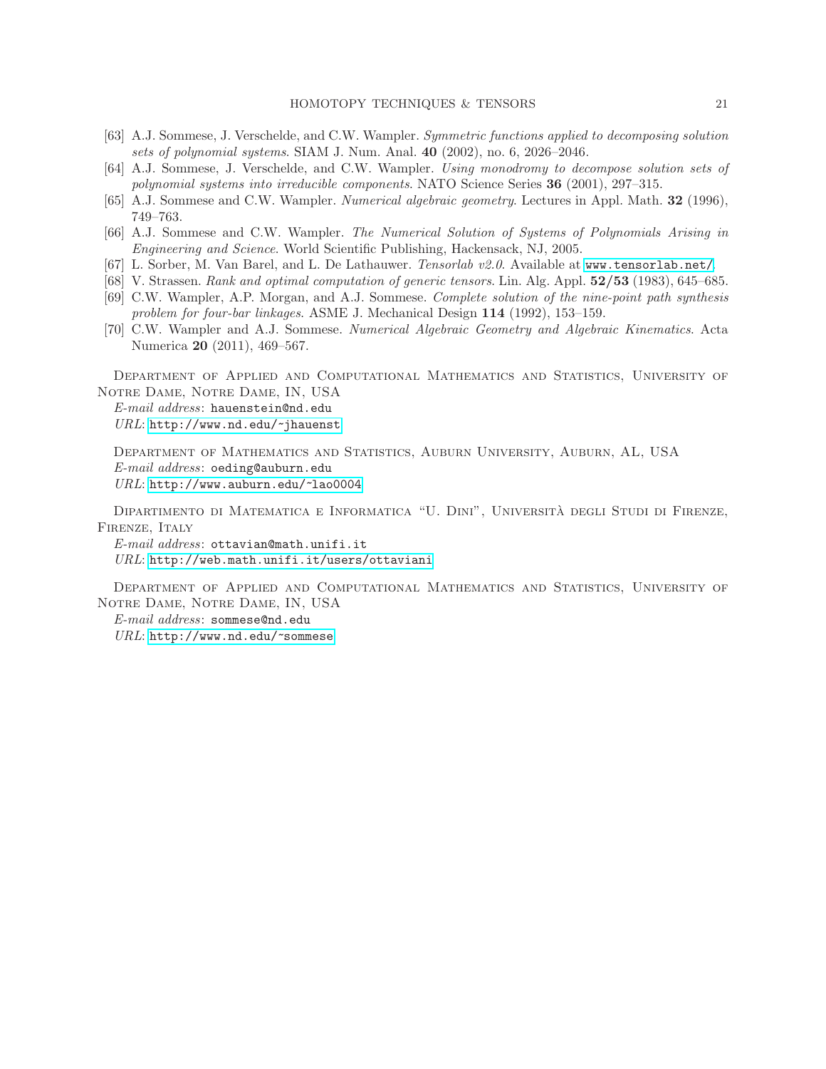[63] A.J. Sommese, J. Verschelde, and C.W. Wampler. *Symmetric functions applied to decomposing solution sets of polynomial systems*. SIAM J. Num. Anal. **40** (2002), no. 6, 2026–2046.

[64] A.J. Sommese, J. Verschelde, and C.W. Wampler. *Using monodromy to decompose solution sets of polynomial systems into irreducible components*. NATO Science Series **36** (2001), 297–315.

[65] A.J. Sommese and C.W. Wampler. *Numerical algebraic geometry*. Lectures in Appl. Math. **32** (1996), 749–763.

[66] A.J. Sommese and C.W. Wampler. *The Numerical Solution of Systems of Polynomials Arising in Engineering and Science*. World Scientific Publishing, Hackensack, NJ, 2005.

[67] L. Sorber, M. Van Barel, and L. De Lathauwer. *Tensorlab v2.0*. Available at `www.tensorlab.net/`.

[68] V. Strassen. *Rank and optimal computation of generic tensors*. Lin. Alg. Appl. **52/53** (1983), 645–685.

[69] C.W. Wampler, A.P. Morgan, and A.J. Sommese. *Complete solution of the nine-point path synthesis problem for four-bar linkages*. ASME J. Mechanical Design **114** (1992), 153–159.

[70] C.W. Wampler and A.J. Sommese. *Numerical Algebraic Geometry and Algebraic Kinematics*. Acta Numerica **20** (2011), 469–567.

Department of Applied and Computational Mathematics and Statistics, University of Notre Dame, Notre Dame, IN, USA

*E-mail address*: `hauenstein@nd.edu`

*URL*: `http://www.nd.edu/~jhauenst`

Department of Mathematics and Statistics, Auburn University, Auburn, AL, USA

*E-mail address*: `oeding@auburn.edu`

*URL*: `http://www.auburn.edu/~lao0004`

Dipartimento di Matematica e Informatica "U. Dini", Università degli Studi di Firenze, Firenze, Italy

*E-mail address*: `ottavian@math.unifi.it`

*URL*: `http://web.math.unifi.it/users/ottaviani`

Department of Applied and Computational Mathematics and Statistics, University of Notre Dame, Notre Dame, IN, USA

*E-mail address*: `sommese@nd.edu`

*URL*: `http://www.nd.edu/~sommese`